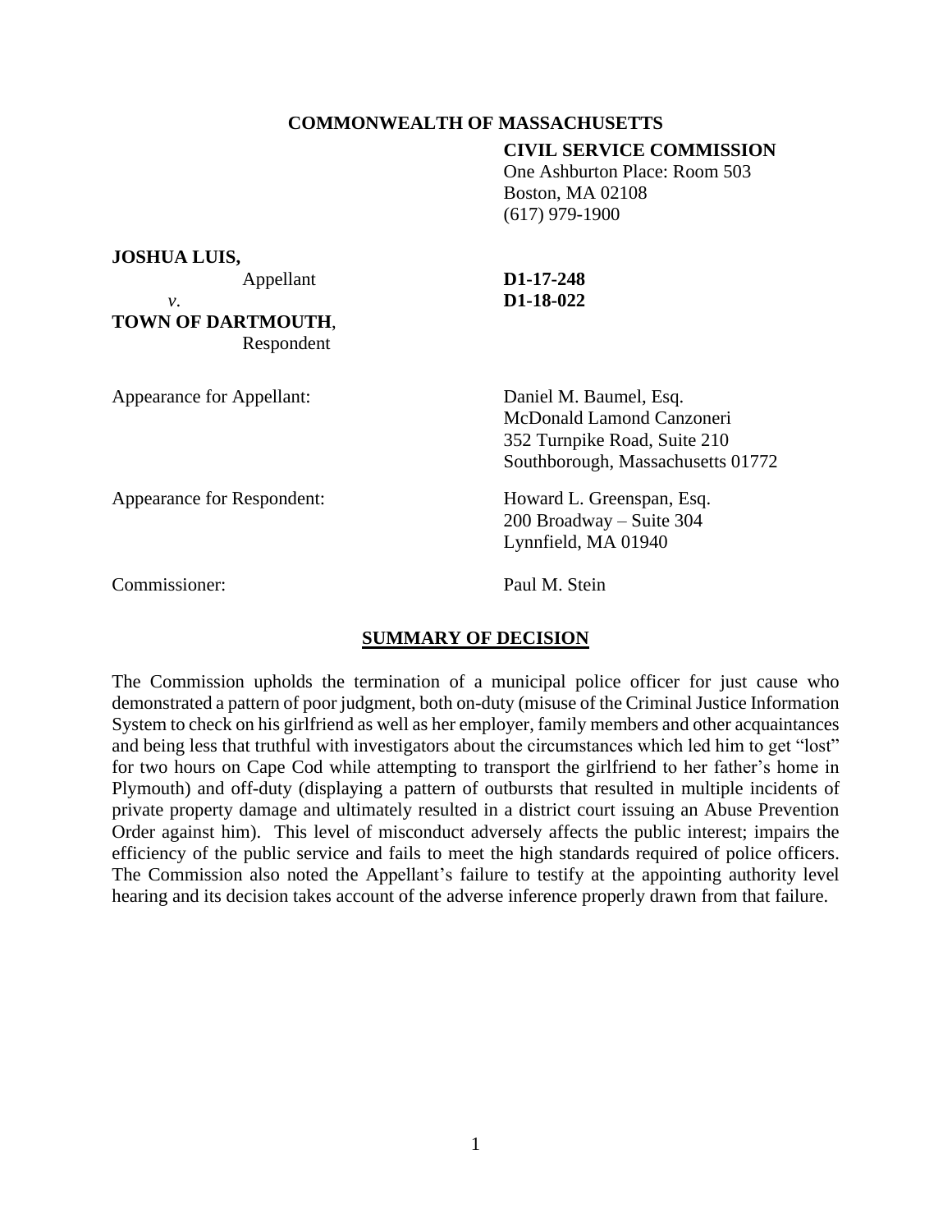**COMMONWEALTH OF MASSACHUSETTS**

**CIVIL SERVICE COMMISSION**
One Ashburton Place: Room 503
Boston, MA 02108
(617) 979-1900

**JOSHUA LUIS,**
Appellant

*v.*

**TOWN OF DARTMOUTH**,
Respondent

**D1-17-248**
**D1-18-022**

Appearance for Appellant: Daniel M. Baumel, Esq.
McDonald Lamond Canzoneri
352 Turnpike Road, Suite 210
Southborough, Massachusetts 01772

Appearance for Respondent: Howard L. Greenspan, Esq.
200 Broadway – Suite 304
Lynnfield, MA 01940

Commissioner: Paul M. Stein

## SUMMARY OF DECISION

The Commission upholds the termination of a municipal police officer for just cause who demonstrated a pattern of poor judgment, both on-duty (misuse of the Criminal Justice Information System to check on his girlfriend as well as her employer, family members and other acquaintances and being less that truthful with investigators about the circumstances which led him to get "lost" for two hours on Cape Cod while attempting to transport the girlfriend to her father's home in Plymouth) and off-duty (displaying a pattern of outbursts that resulted in multiple incidents of private property damage and ultimately resulted in a district court issuing an Abuse Prevention Order against him). This level of misconduct adversely affects the public interest; impairs the efficiency of the public service and fails to meet the high standards required of police officers. The Commission also noted the Appellant's failure to testify at the appointing authority level hearing and its decision takes account of the adverse inference properly drawn from that failure.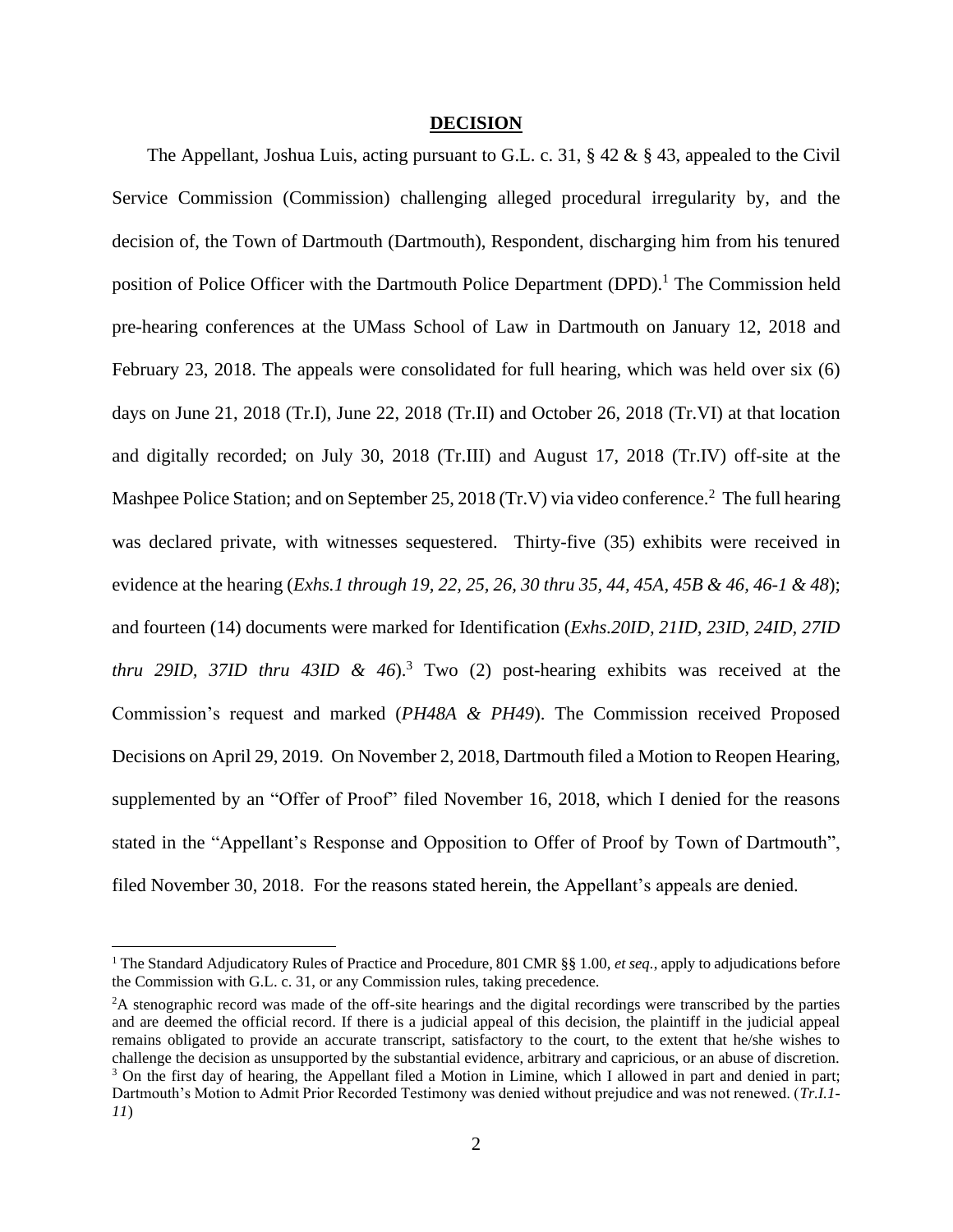## DECISION

The Appellant, Joshua Luis, acting pursuant to G.L. c. 31, § 42 & § 43, appealed to the Civil Service Commission (Commission) challenging alleged procedural irregularity by, and the decision of, the Town of Dartmouth (Dartmouth), Respondent, discharging him from his tenured position of Police Officer with the Dartmouth Police Department (DPD).[1] The Commission held pre-hearing conferences at the UMass School of Law in Dartmouth on January 12, 2018 and February 23, 2018. The appeals were consolidated for full hearing, which was held over six (6) days on June 21, 2018 (Tr.I), June 22, 2018 (Tr.II) and October 26, 2018 (Tr.VI) at that location and digitally recorded; on July 30, 2018 (Tr.III) and August 17, 2018 (Tr.IV) off-site at the Mashpee Police Station; and on September 25, 2018 (Tr.V) via video conference.[2] The full hearing was declared private, with witnesses sequestered. Thirty-five (35) exhibits were received in evidence at the hearing (*Exhs.1 through 19, 22, 25, 26, 30 thru 35, 44, 45A, 45B & 46, 46-1 & 48*); and fourteen (14) documents were marked for Identification (*Exhs.20ID, 21ID, 23ID, 24ID, 27ID thru 29ID, 37ID thru 43ID & 46*).[3] Two (2) post-hearing exhibits was received at the Commission's request and marked (*PH48A & PH49*). The Commission received Proposed Decisions on April 29, 2019. On November 2, 2018, Dartmouth filed a Motion to Reopen Hearing, supplemented by an "Offer of Proof" filed November 16, 2018, which I denied for the reasons stated in the "Appellant's Response and Opposition to Offer of Proof by Town of Dartmouth", filed November 30, 2018. For the reasons stated herein, the Appellant's appeals are denied.

---

[1] The Standard Adjudicatory Rules of Practice and Procedure, 801 CMR §§ 1.00, *et seq.*, apply to adjudications before the Commission with G.L. c. 31, or any Commission rules, taking precedence.

[2] A stenographic record was made of the off-site hearings and the digital recordings were transcribed by the parties and are deemed the official record. If there is a judicial appeal of this decision, the plaintiff in the judicial appeal remains obligated to provide an accurate transcript, satisfactory to the court, to the extent that he/she wishes to challenge the decision as unsupported by the substantial evidence, arbitrary and capricious, or an abuse of discretion.

[3] On the first day of hearing, the Appellant filed a Motion in Limine, which I allowed in part and denied in part; Dartmouth's Motion to Admit Prior Recorded Testimony was denied without prejudice and was not renewed. (*Tr.I.1-11*)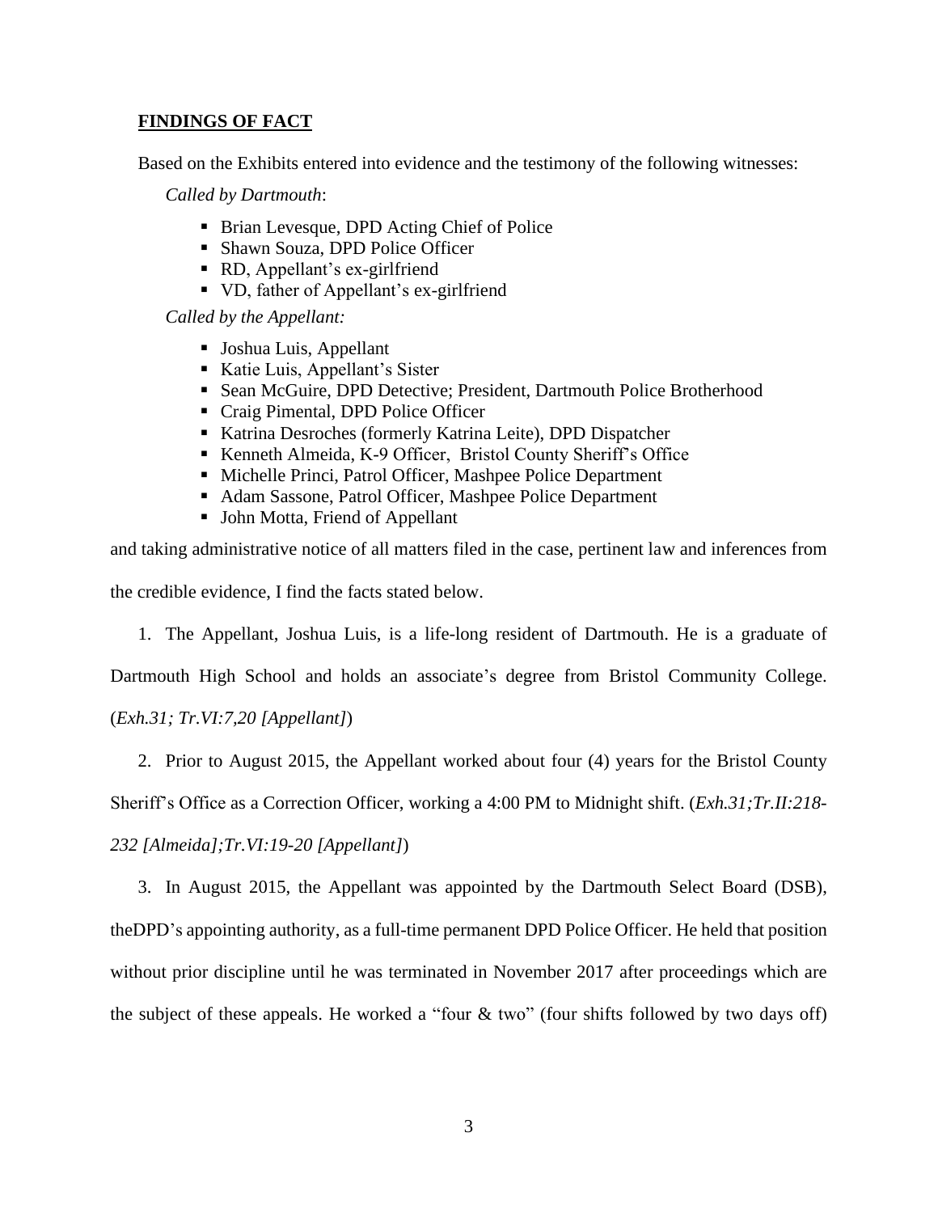**FINDINGS OF FACT**

Based on the Exhibits entered into evidence and the testimony of the following witnesses:

*Called by Dartmouth*:

- Brian Levesque, DPD Acting Chief of Police
- Shawn Souza, DPD Police Officer
- RD, Appellant's ex-girlfriend
- VD, father of Appellant's ex-girlfriend

*Called by the Appellant:*

- Joshua Luis, Appellant
- Katie Luis, Appellant's Sister
- Sean McGuire, DPD Detective; President, Dartmouth Police Brotherhood
- Craig Pimental, DPD Police Officer
- Katrina Desroches (formerly Katrina Leite), DPD Dispatcher
- Kenneth Almeida, K-9 Officer, Bristol County Sheriff's Office
- Michelle Princi, Patrol Officer, Mashpee Police Department
- Adam Sassone, Patrol Officer, Mashpee Police Department
- John Motta, Friend of Appellant

and taking administrative notice of all matters filed in the case, pertinent law and inferences from the credible evidence, I find the facts stated below.

1. The Appellant, Joshua Luis, is a life-long resident of Dartmouth. He is a graduate of Dartmouth High School and holds an associate's degree from Bristol Community College. (*Exh.31; Tr.VI:7,20 [Appellant]*)

2. Prior to August 2015, the Appellant worked about four (4) years for the Bristol County Sheriff's Office as a Correction Officer, working a 4:00 PM to Midnight shift. (*Exh.31;Tr.II:218-232 [Almeida];Tr.VI:19-20 [Appellant]*)

3. In August 2015, the Appellant was appointed by the Dartmouth Select Board (DSB), theDPD's appointing authority, as a full-time permanent DPD Police Officer. He held that position without prior discipline until he was terminated in November 2017 after proceedings which are the subject of these appeals. He worked a "four & two" (four shifts followed by two days off)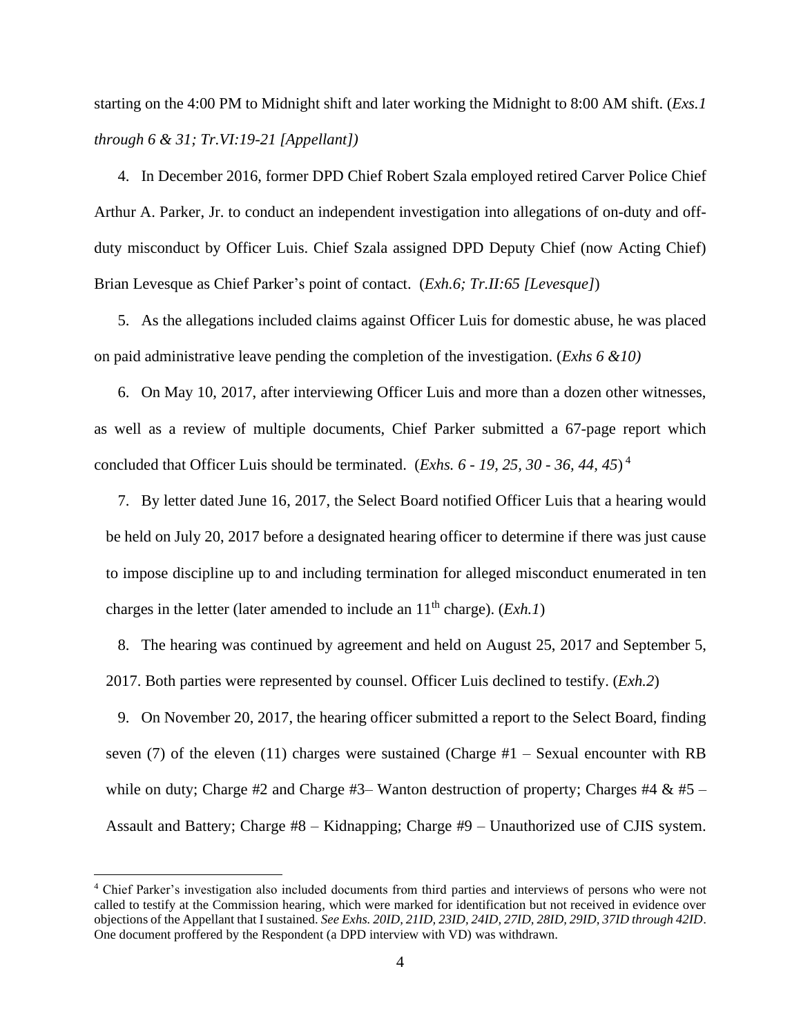starting on the 4:00 PM to Midnight shift and later working the Midnight to 8:00 AM shift. (*Exs.1 through 6 & 31; Tr.VI:19-21 [Appellant]*)

4. In December 2016, former DPD Chief Robert Szala employed retired Carver Police Chief Arthur A. Parker, Jr. to conduct an independent investigation into allegations of on-duty and off-duty misconduct by Officer Luis. Chief Szala assigned DPD Deputy Chief (now Acting Chief) Brian Levesque as Chief Parker's point of contact. (*Exh.6; Tr.II:65 [Levesque]*)

5. As the allegations included claims against Officer Luis for domestic abuse, he was placed on paid administrative leave pending the completion of the investigation. (*Exhs 6 &10)*

6. On May 10, 2017, after interviewing Officer Luis and more than a dozen other witnesses, as well as a review of multiple documents, Chief Parker submitted a 67-page report which concluded that Officer Luis should be terminated. (*Exhs. 6 - 19, 25, 30 - 36, 44, 45*) [4]

7. By letter dated June 16, 2017, the Select Board notified Officer Luis that a hearing would be held on July 20, 2017 before a designated hearing officer to determine if there was just cause to impose discipline up to and including termination for alleged misconduct enumerated in ten charges in the letter (later amended to include an 11th charge). (*Exh.1*)

8. The hearing was continued by agreement and held on August 25, 2017 and September 5, 2017. Both parties were represented by counsel. Officer Luis declined to testify. (*Exh.2*)

9. On November 20, 2017, the hearing officer submitted a report to the Select Board, finding seven (7) of the eleven (11) charges were sustained (Charge #1 – Sexual encounter with RB while on duty; Charge #2 and Charge #3– Wanton destruction of property; Charges #4 & #5 – Assault and Battery; Charge #8 – Kidnapping; Charge #9 – Unauthorized use of CJIS system.

---

[4] Chief Parker's investigation also included documents from third parties and interviews of persons who were not called to testify at the Commission hearing, which were marked for identification but not received in evidence over objections of the Appellant that I sustained. *See Exhs. 20ID, 21ID, 23ID, 24ID, 27ID, 28ID, 29ID, 37ID through 42ID*. One document proffered by the Respondent (a DPD interview with VD) was withdrawn.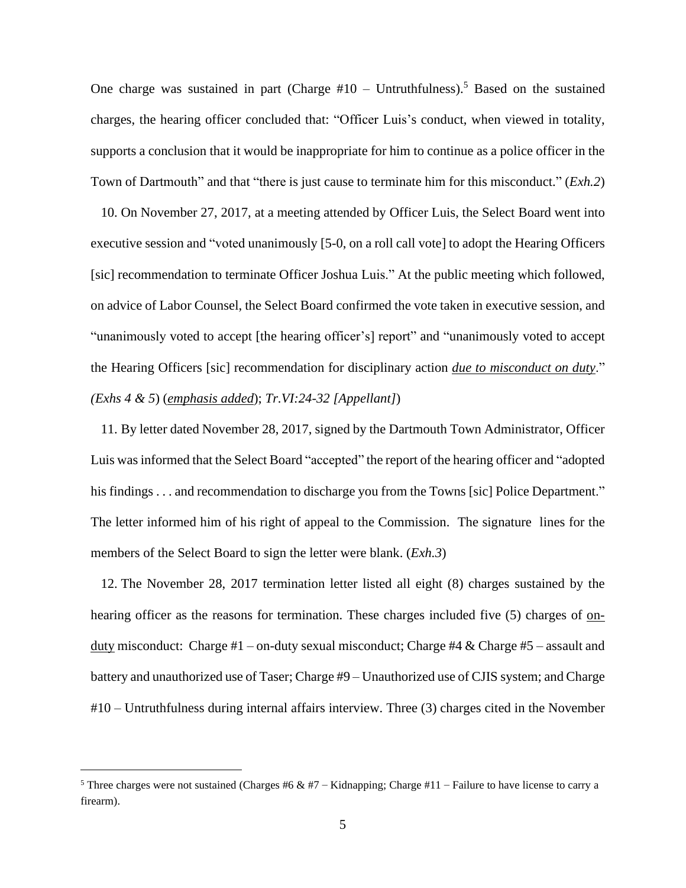One charge was sustained in part (Charge #10 – Untruthfulness).[5] Based on the sustained charges, the hearing officer concluded that: "Officer Luis's conduct, when viewed in totality, supports a conclusion that it would be inappropriate for him to continue as a police officer in the Town of Dartmouth" and that "there is just cause to terminate him for this misconduct." (*Exh.2*)

10. On November 27, 2017, at a meeting attended by Officer Luis, the Select Board went into executive session and "voted unanimously [5-0, on a roll call vote] to adopt the Hearing Officers [sic] recommendation to terminate Officer Joshua Luis." At the public meeting which followed, on advice of Labor Counsel, the Select Board confirmed the vote taken in executive session, and "unanimously voted to accept [the hearing officer's] report" and "unanimously voted to accept the Hearing Officers [sic] recommendation for disciplinary action ***due to misconduct on duty***." *(Exhs 4 & 5*) (***emphasis added***); *Tr.VI:24-32 [Appellant]*)

11. By letter dated November 28, 2017, signed by the Dartmouth Town Administrator, Officer Luis was informed that the Select Board "accepted" the report of the hearing officer and "adopted his findings . . . and recommendation to discharge you from the Towns [sic] Police Department." The letter informed him of his right of appeal to the Commission. The signature lines for the members of the Select Board to sign the letter were blank. (*Exh.3*)

12. The November 28, 2017 termination letter listed all eight (8) charges sustained by the hearing officer as the reasons for termination. These charges included five (5) charges of on-duty misconduct: Charge #1 – on-duty sexual misconduct; Charge #4 & Charge #5 – assault and battery and unauthorized use of Taser; Charge #9 – Unauthorized use of CJIS system; and Charge #10 – Untruthfulness during internal affairs interview. Three (3) charges cited in the November

[5] Three charges were not sustained (Charges #6 & #7 − Kidnapping; Charge #11 − Failure to have license to carry a firearm).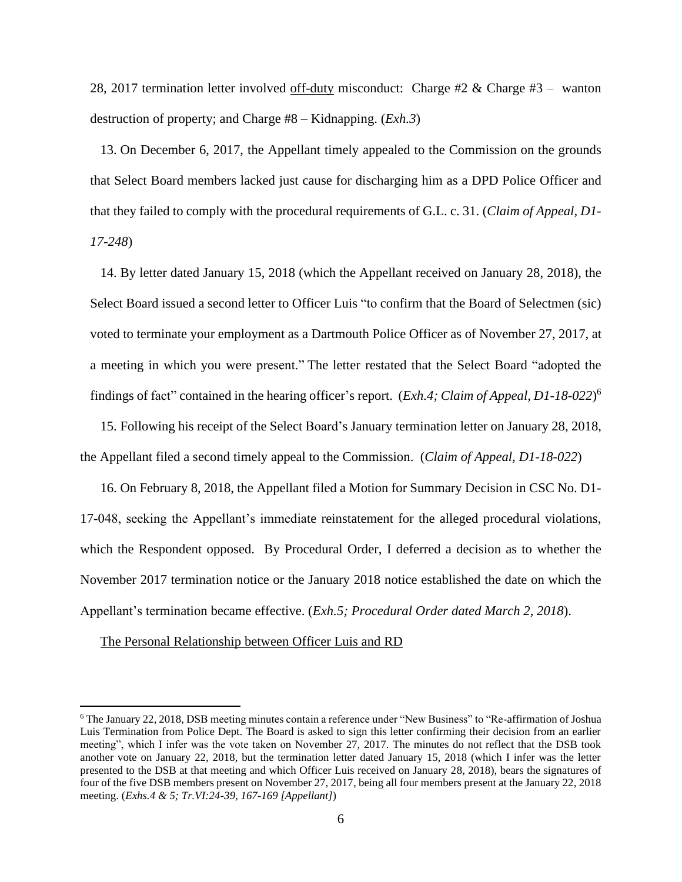28, 2017 termination letter involved <u>off-duty</u> misconduct: Charge #2 & Charge #3 – wanton destruction of property; and Charge #8 – Kidnapping. (*Exh.3*)

13. On December 6, 2017, the Appellant timely appealed to the Commission on the grounds that Select Board members lacked just cause for discharging him as a DPD Police Officer and that they failed to comply with the procedural requirements of G.L. c. 31. (*Claim of Appeal, D1-17-248*)

14. By letter dated January 15, 2018 (which the Appellant received on January 28, 2018), the Select Board issued a second letter to Officer Luis "to confirm that the Board of Selectmen (sic) voted to terminate your employment as a Dartmouth Police Officer as of November 27, 2017, at a meeting in which you were present." The letter restated that the Select Board "adopted the findings of fact" contained in the hearing officer's report. (*Exh.4; Claim of Appeal, D1-18-022*)[6]

15. Following his receipt of the Select Board's January termination letter on January 28, 2018, the Appellant filed a second timely appeal to the Commission. (*Claim of Appeal, D1-18-022*)

16. On February 8, 2018, the Appellant filed a Motion for Summary Decision in CSC No. D1-17-048, seeking the Appellant's immediate reinstatement for the alleged procedural violations, which the Respondent opposed. By Procedural Order, I deferred a decision as to whether the November 2017 termination notice or the January 2018 notice established the date on which the Appellant's termination became effective. (*Exh.5; Procedural Order dated March 2, 2018*).

<u>The Personal Relationship between Officer Luis and RD</u>

[6] The January 22, 2018, DSB meeting minutes contain a reference under "New Business" to "Re-affirmation of Joshua Luis Termination from Police Dept. The Board is asked to sign this letter confirming their decision from an earlier meeting", which I infer was the vote taken on November 27, 2017. The minutes do not reflect that the DSB took another vote on January 22, 2018, but the termination letter dated January 15, 2018 (which I infer was the letter presented to the DSB at that meeting and which Officer Luis received on January 28, 2018), bears the signatures of four of the five DSB members present on November 27, 2017, being all four members present at the January 22, 2018 meeting. (*Exhs.4 & 5; Tr.VI:24-39, 167-169 [Appellant]*)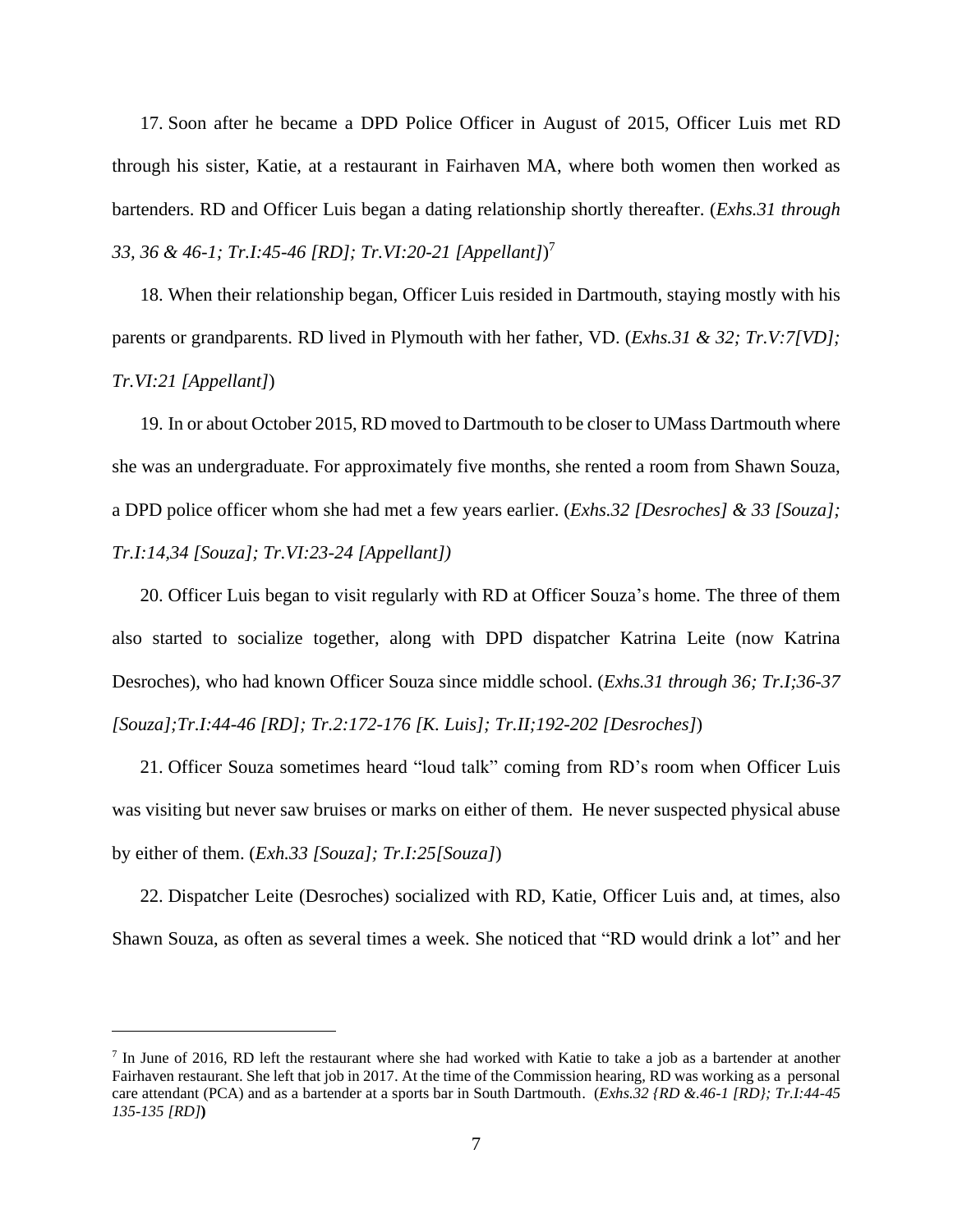17. Soon after he became a DPD Police Officer in August of 2015, Officer Luis met RD through his sister, Katie, at a restaurant in Fairhaven MA, where both women then worked as bartenders. RD and Officer Luis began a dating relationship shortly thereafter. (*Exhs.31 through 33, 36 & 46-1; Tr.I:45-46 [RD]; Tr.VI:20-21 [Appellant]*)[7]

18. When their relationship began, Officer Luis resided in Dartmouth, staying mostly with his parents or grandparents. RD lived in Plymouth with her father, VD. (*Exhs.31 & 32; Tr.V:7[VD]; Tr.VI:21 [Appellant]*)

19. In or about October 2015, RD moved to Dartmouth to be closer to UMass Dartmouth where she was an undergraduate. For approximately five months, she rented a room from Shawn Souza, a DPD police officer whom she had met a few years earlier. (*Exhs.32 [Desroches] & 33 [Souza]; Tr.I:14,34 [Souza]; Tr.VI:23-24 [Appellant])*

20. Officer Luis began to visit regularly with RD at Officer Souza's home. The three of them also started to socialize together, along with DPD dispatcher Katrina Leite (now Katrina Desroches), who had known Officer Souza since middle school. (*Exhs.31 through 36; Tr.I;36-37 [Souza];Tr.I:44-46 [RD]; Tr.2:172-176 [K. Luis]; Tr.II;192-202 [Desroches]*)

21. Officer Souza sometimes heard "loud talk" coming from RD's room when Officer Luis was visiting but never saw bruises or marks on either of them. He never suspected physical abuse by either of them. (*Exh.33 [Souza]; Tr.I:25[Souza]*)

22. Dispatcher Leite (Desroches) socialized with RD, Katie, Officer Luis and, at times, also Shawn Souza, as often as several times a week. She noticed that "RD would drink a lot" and her

---

[7] In June of 2016, RD left the restaurant where she had worked with Katie to take a job as a bartender at another Fairhaven restaurant. She left that job in 2017. At the time of the Commission hearing, RD was working as a personal care attendant (PCA) and as a bartender at a sports bar in South Dartmouth. (*Exhs.32 {RD &.46-1 [RD}; Tr.I:44-45 135-135 [RD]***)**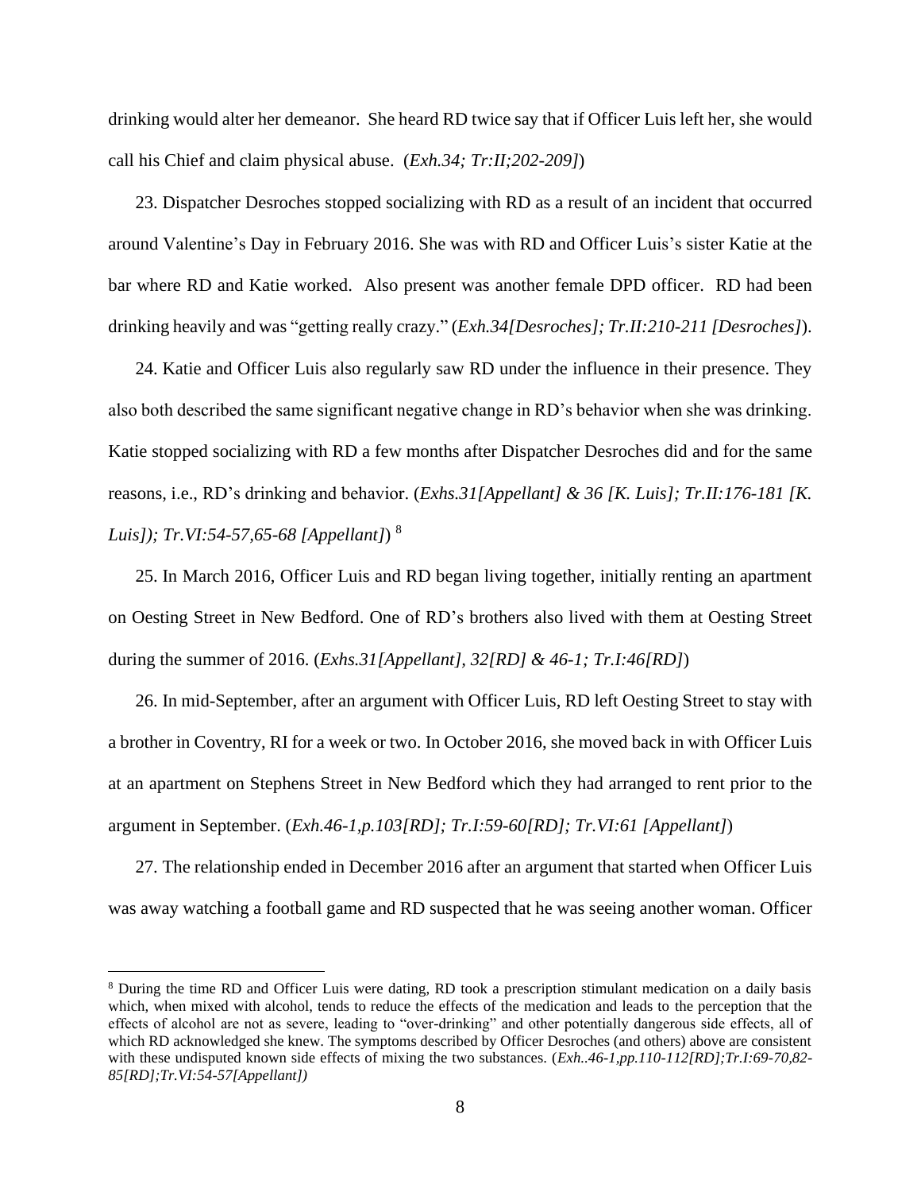drinking would alter her demeanor. She heard RD twice say that if Officer Luis left her, she would call his Chief and claim physical abuse. (*Exh.34; Tr:II;202-209]*)

23. Dispatcher Desroches stopped socializing with RD as a result of an incident that occurred around Valentine's Day in February 2016. She was with RD and Officer Luis's sister Katie at the bar where RD and Katie worked. Also present was another female DPD officer. RD had been drinking heavily and was "getting really crazy." (*Exh.34[Desroches]; Tr.II:210-211 [Desroches]*).

24. Katie and Officer Luis also regularly saw RD under the influence in their presence. They also both described the same significant negative change in RD's behavior when she was drinking. Katie stopped socializing with RD a few months after Dispatcher Desroches did and for the same reasons, i.e., RD's drinking and behavior. (*Exhs.31[Appellant] & 36 [K. Luis]; Tr.II:176-181 [K. Luis]); Tr.VI:54-57,65-68 [Appellant]*) [8]

25. In March 2016, Officer Luis and RD began living together, initially renting an apartment on Oesting Street in New Bedford. One of RD's brothers also lived with them at Oesting Street during the summer of 2016. (*Exhs.31[Appellant], 32[RD] & 46-1; Tr.I:46[RD]*)

26. In mid-September, after an argument with Officer Luis, RD left Oesting Street to stay with a brother in Coventry, RI for a week or two. In October 2016, she moved back in with Officer Luis at an apartment on Stephens Street in New Bedford which they had arranged to rent prior to the argument in September. (*Exh.46-1,p.103[RD]; Tr.I:59-60[RD]; Tr.VI:61 [Appellant]*)

27. The relationship ended in December 2016 after an argument that started when Officer Luis was away watching a football game and RD suspected that he was seeing another woman. Officer

[8] During the time RD and Officer Luis were dating, RD took a prescription stimulant medication on a daily basis which, when mixed with alcohol, tends to reduce the effects of the medication and leads to the perception that the effects of alcohol are not as severe, leading to "over-drinking" and other potentially dangerous side effects, all of which RD acknowledged she knew. The symptoms described by Officer Desroches (and others) above are consistent with these undisputed known side effects of mixing the two substances. (*Exh..46-1,pp.110-112[RD];Tr.I:69-70,82-85[RD];Tr.VI:54-57[Appellant])*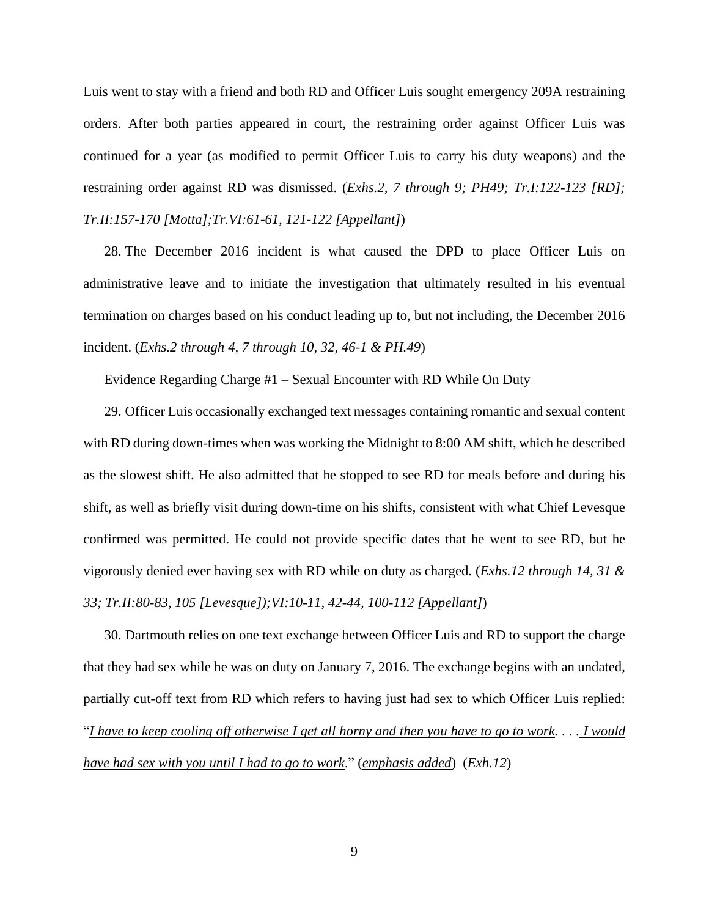Luis went to stay with a friend and both RD and Officer Luis sought emergency 209A restraining orders. After both parties appeared in court, the restraining order against Officer Luis was continued for a year (as modified to permit Officer Luis to carry his duty weapons) and the restraining order against RD was dismissed. (*Exhs.2, 7 through 9; PH49; Tr.I:122-123 [RD]; Tr.II:157-170 [Motta];Tr.VI:61-61, 121-122 [Appellant]*)

28. The December 2016 incident is what caused the DPD to place Officer Luis on administrative leave and to initiate the investigation that ultimately resulted in his eventual termination on charges based on his conduct leading up to, but not including, the December 2016 incident. (*Exhs.2 through 4, 7 through 10, 32, 46-1 & PH.49*)

<u>Evidence Regarding Charge #1 – Sexual Encounter with RD While On Duty</u>

29. Officer Luis occasionally exchanged text messages containing romantic and sexual content with RD during down-times when was working the Midnight to 8:00 AM shift, which he described as the slowest shift. He also admitted that he stopped to see RD for meals before and during his shift, as well as briefly visit during down-time on his shifts, consistent with what Chief Levesque confirmed was permitted. He could not provide specific dates that he went to see RD, but he vigorously denied ever having sex with RD while on duty as charged. (*Exhs.12 through 14, 31 & 33; Tr.II:80-83, 105 [Levesque]);VI:10-11, 42-44, 100-112 [Appellant]*)

30. Dartmouth relies on one text exchange between Officer Luis and RD to support the charge that they had sex while he was on duty on January 7, 2016. The exchange begins with an undated, partially cut-off text from RD which refers to having just had sex to which Officer Luis replied: "<u>*I have to keep cooling off otherwise I get all horny and then you have to go to work*</u>*. . . . <u>I would have had sex with you until I had to go to work</u>.*" (<u>*emphasis added*</u>) (*Exh.12*)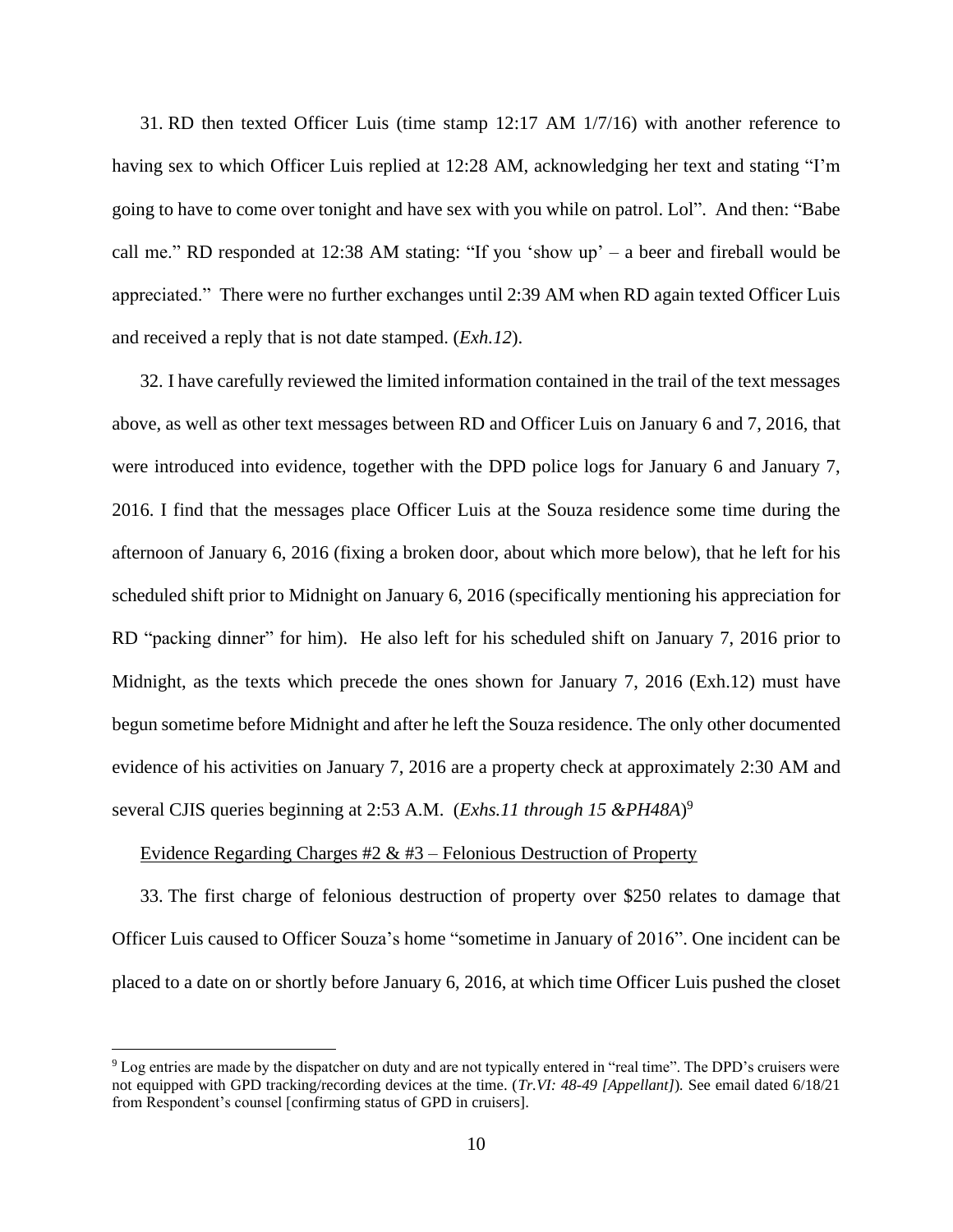31. RD then texted Officer Luis (time stamp 12:17 AM 1/7/16) with another reference to having sex to which Officer Luis replied at 12:28 AM, acknowledging her text and stating "I'm going to have to come over tonight and have sex with you while on patrol. Lol". And then: "Babe call me." RD responded at 12:38 AM stating: "If you 'show up' – a beer and fireball would be appreciated." There were no further exchanges until 2:39 AM when RD again texted Officer Luis and received a reply that is not date stamped. (*Exh.12*).

32. I have carefully reviewed the limited information contained in the trail of the text messages above, as well as other text messages between RD and Officer Luis on January 6 and 7, 2016, that were introduced into evidence, together with the DPD police logs for January 6 and January 7, 2016. I find that the messages place Officer Luis at the Souza residence some time during the afternoon of January 6, 2016 (fixing a broken door, about which more below), that he left for his scheduled shift prior to Midnight on January 6, 2016 (specifically mentioning his appreciation for RD "packing dinner" for him). He also left for his scheduled shift on January 7, 2016 prior to Midnight, as the texts which precede the ones shown for January 7, 2016 (Exh.12) must have begun sometime before Midnight and after he left the Souza residence. The only other documented evidence of his activities on January 7, 2016 are a property check at approximately 2:30 AM and several CJIS queries beginning at 2:53 A.M. (*Exhs.11 through 15 &PH48A*)[9]

<u>Evidence Regarding Charges #2 & #3 – Felonious Destruction of Property</u>

33. The first charge of felonious destruction of property over $250 relates to damage that Officer Luis caused to Officer Souza's home "sometime in January of 2016". One incident can be placed to a date on or shortly before January 6, 2016, at which time Officer Luis pushed the closet

[9] Log entries are made by the dispatcher on duty and are not typically entered in "real time". The DPD's cruisers were not equipped with GPD tracking/recording devices at the time. (*Tr.VI: 48-49 [Appellant]*). See email dated 6/18/21 from Respondent's counsel [confirming status of GPD in cruisers].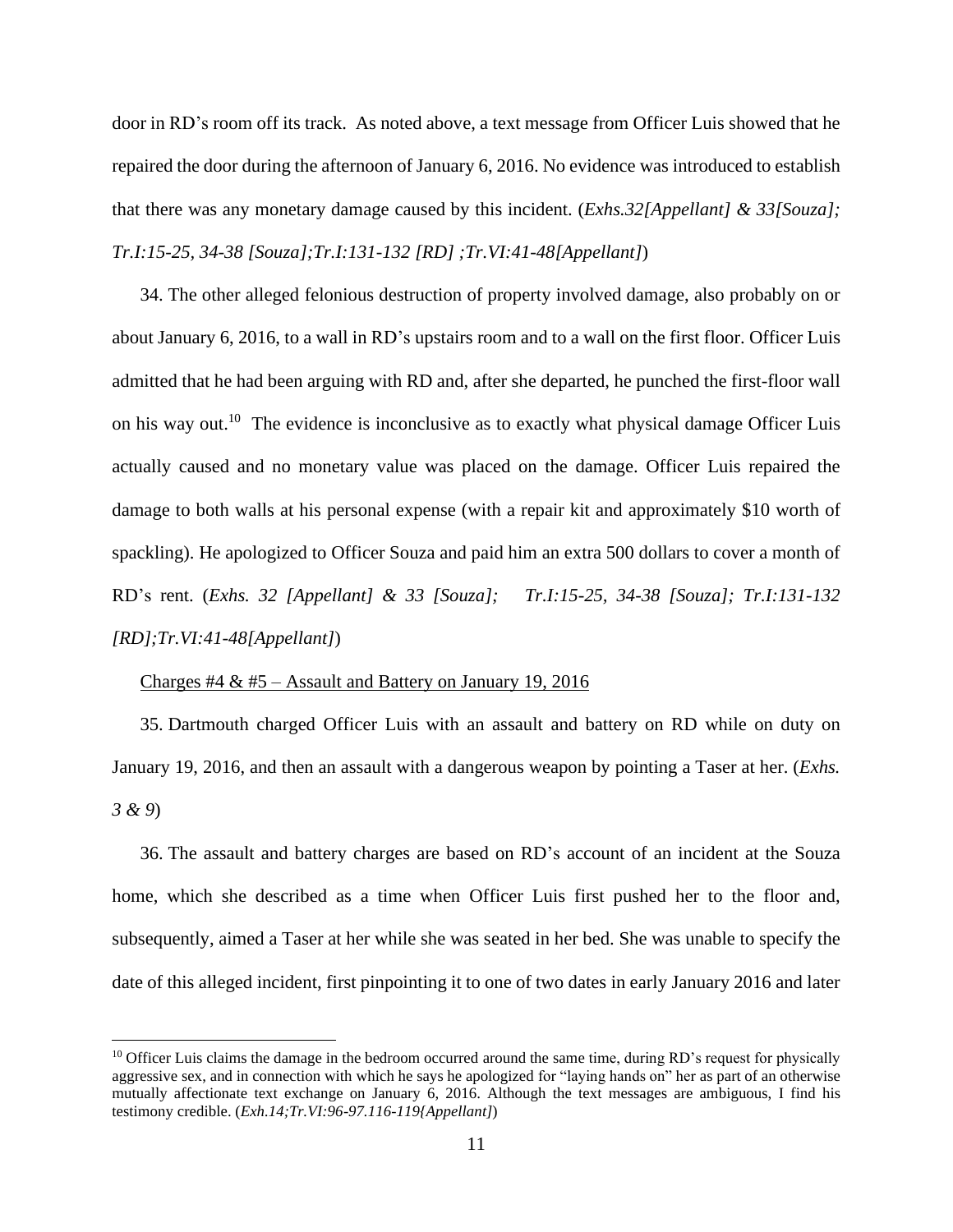door in RD's room off its track. As noted above, a text message from Officer Luis showed that he repaired the door during the afternoon of January 6, 2016. No evidence was introduced to establish that there was any monetary damage caused by this incident. (*Exhs.32[Appellant] & 33[Souza]; Tr.I:15-25, 34-38 [Souza];Tr.I:131-132 [RD] ;Tr.VI:41-48[Appellant]*)

34. The other alleged felonious destruction of property involved damage, also probably on or about January 6, 2016, to a wall in RD's upstairs room and to a wall on the first floor. Officer Luis admitted that he had been arguing with RD and, after she departed, he punched the first-floor wall on his way out.[10] The evidence is inconclusive as to exactly what physical damage Officer Luis actually caused and no monetary value was placed on the damage. Officer Luis repaired the damage to both walls at his personal expense (with a repair kit and approximately $10 worth of spackling). He apologized to Officer Souza and paid him an extra 500 dollars to cover a month of RD's rent. (*Exhs. 32 [Appellant] & 33 [Souza]; Tr.I:15-25, 34-38 [Souza]; Tr.I:131-132 [RD];Tr.VI:41-48[Appellant]*)

<u>Charges #4 & #5 – Assault and Battery on January 19, 2016</u>

35. Dartmouth charged Officer Luis with an assault and battery on RD while on duty on January 19, 2016, and then an assault with a dangerous weapon by pointing a Taser at her. (*Exhs. 3 & 9*)

36. The assault and battery charges are based on RD's account of an incident at the Souza home, which she described as a time when Officer Luis first pushed her to the floor and, subsequently, aimed a Taser at her while she was seated in her bed. She was unable to specify the date of this alleged incident, first pinpointing it to one of two dates in early January 2016 and later

---

[10] Officer Luis claims the damage in the bedroom occurred around the same time, during RD's request for physically aggressive sex, and in connection with which he says he apologized for "laying hands on" her as part of an otherwise mutually affectionate text exchange on January 6, 2016. Although the text messages are ambiguous, I find his testimony credible. (*Exh.14;Tr.VI:96-97.116-119{Appellant]*)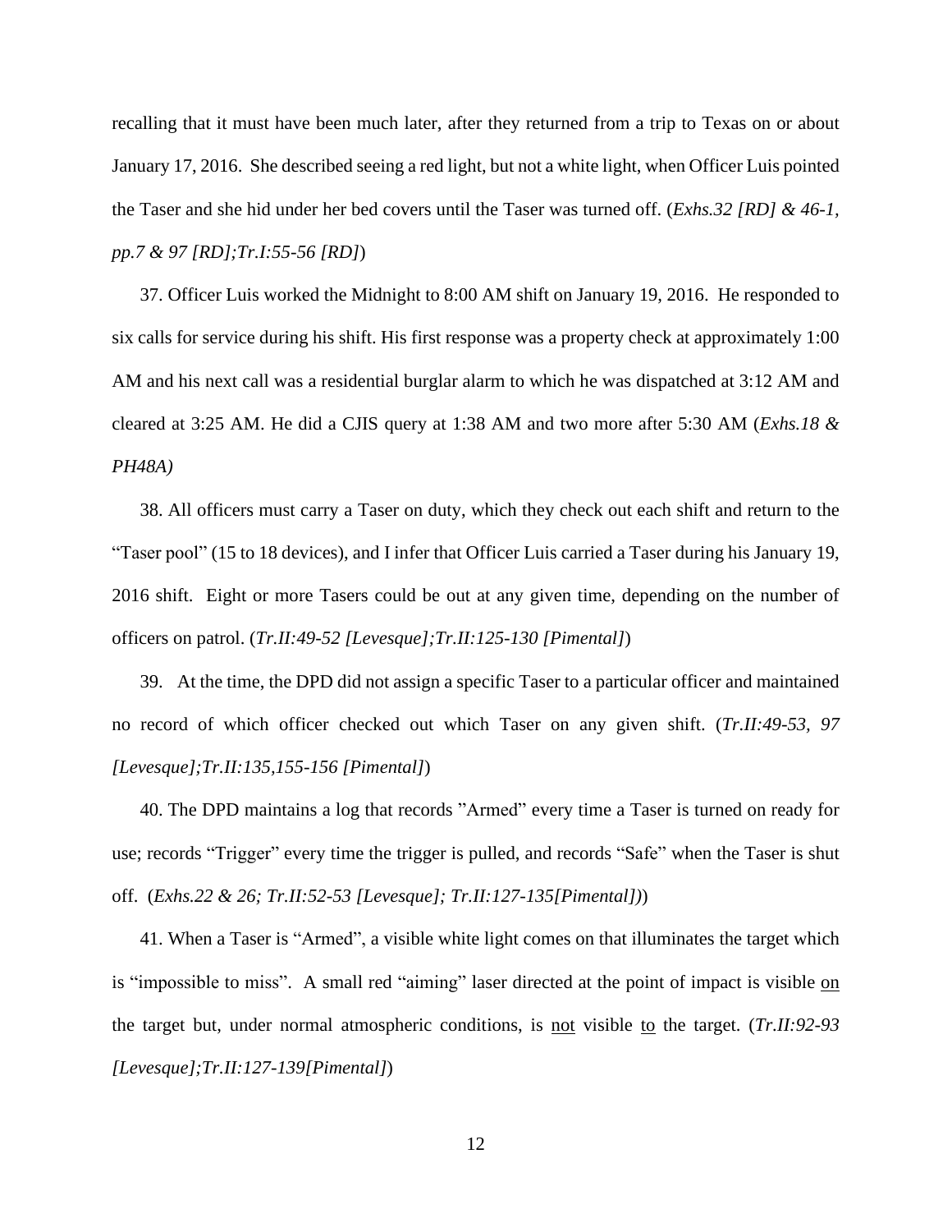recalling that it must have been much later, after they returned from a trip to Texas on or about January 17, 2016. She described seeing a red light, but not a white light, when Officer Luis pointed the Taser and she hid under her bed covers until the Taser was turned off. (*Exhs.32 [RD] & 46-1, pp.7 & 97 [RD];Tr.I:55-56 [RD]*)

37. Officer Luis worked the Midnight to 8:00 AM shift on January 19, 2016. He responded to six calls for service during his shift. His first response was a property check at approximately 1:00 AM and his next call was a residential burglar alarm to which he was dispatched at 3:12 AM and cleared at 3:25 AM. He did a CJIS query at 1:38 AM and two more after 5:30 AM (*Exhs.18 & PH48A)*

38. All officers must carry a Taser on duty, which they check out each shift and return to the "Taser pool" (15 to 18 devices), and I infer that Officer Luis carried a Taser during his January 19, 2016 shift. Eight or more Tasers could be out at any given time, depending on the number of officers on patrol. (*Tr.II:49-52 [Levesque];Tr.II:125-130 [Pimental]*)

39. At the time, the DPD did not assign a specific Taser to a particular officer and maintained no record of which officer checked out which Taser on any given shift. (*Tr.II:49-53, 97 [Levesque];Tr.II:135,155-156 [Pimental]*)

40. The DPD maintains a log that records "Armed" every time a Taser is turned on ready for use; records "Trigger" every time the trigger is pulled, and records "Safe" when the Taser is shut off. (*Exhs.22 & 26; Tr.II:52-53 [Levesque]; Tr.II:127-135[Pimental])*)

41. When a Taser is "Armed", a visible white light comes on that illuminates the target which is "impossible to miss". A small red "aiming" laser directed at the point of impact is visible <u>on</u> the target but, under normal atmospheric conditions, is <u>not</u> visible <u>to</u> the target. (*Tr.II:92-93 [Levesque];Tr.II:127-139[Pimental]*)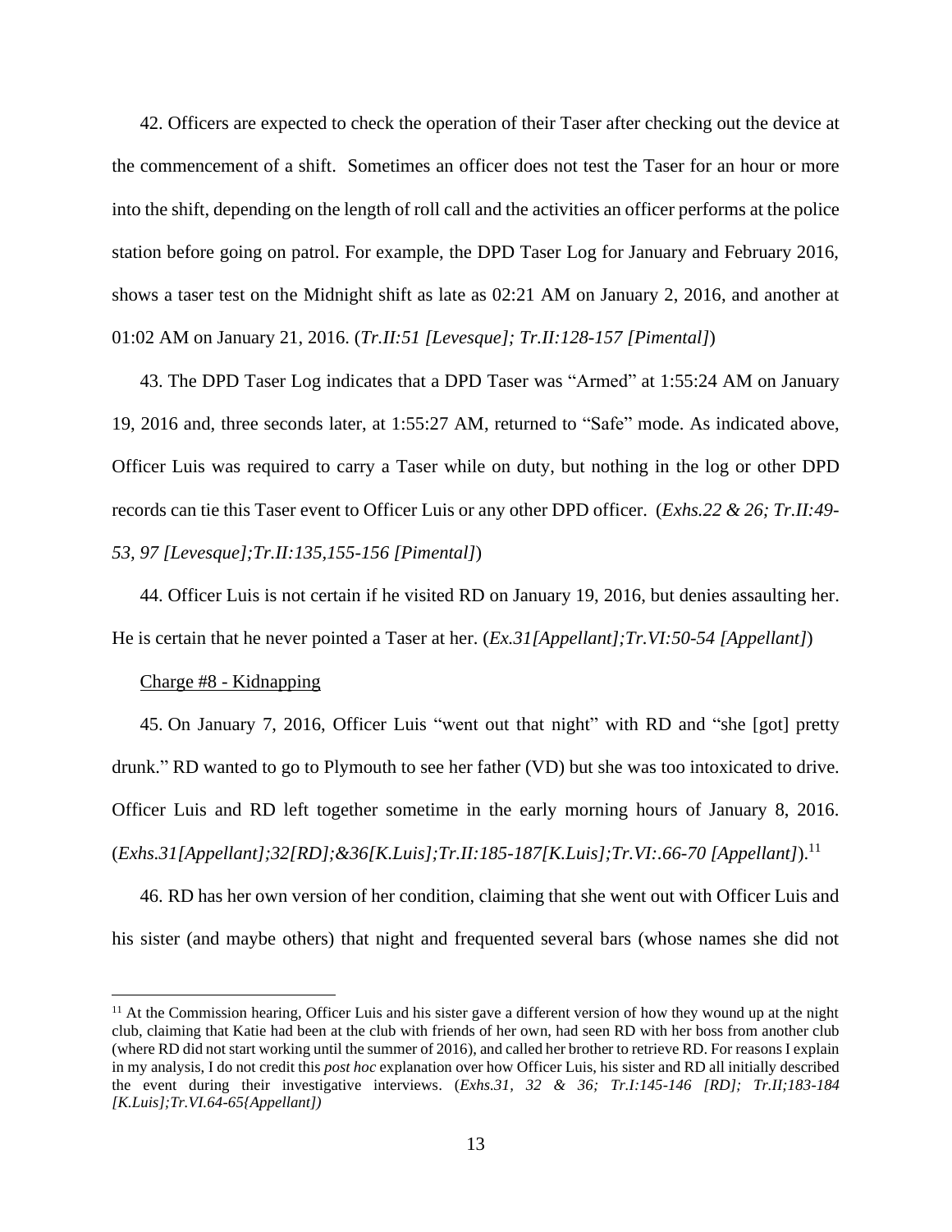42. Officers are expected to check the operation of their Taser after checking out the device at the commencement of a shift. Sometimes an officer does not test the Taser for an hour or more into the shift, depending on the length of roll call and the activities an officer performs at the police station before going on patrol. For example, the DPD Taser Log for January and February 2016, shows a taser test on the Midnight shift as late as 02:21 AM on January 2, 2016, and another at 01:02 AM on January 21, 2016. (*Tr.II:51 [Levesque]; Tr.II:128-157 [Pimental]*)

43. The DPD Taser Log indicates that a DPD Taser was "Armed" at 1:55:24 AM on January 19, 2016 and, three seconds later, at 1:55:27 AM, returned to "Safe" mode. As indicated above, Officer Luis was required to carry a Taser while on duty, but nothing in the log or other DPD records can tie this Taser event to Officer Luis or any other DPD officer. (*Exhs.22 & 26; Tr.II:49-53, 97 [Levesque];Tr.II:135,155-156 [Pimental]*)

44. Officer Luis is not certain if he visited RD on January 19, 2016, but denies assaulting her. He is certain that he never pointed a Taser at her. (*Ex.31[Appellant];Tr.VI:50-54 [Appellant]*)

Charge #8 - Kidnapping

45. On January 7, 2016, Officer Luis "went out that night" with RD and "she [got] pretty drunk." RD wanted to go to Plymouth to see her father (VD) but she was too intoxicated to drive. Officer Luis and RD left together sometime in the early morning hours of January 8, 2016. (*Exhs.31[Appellant];32[RD];&36[K.Luis];Tr.II:185-187[K.Luis];Tr.VI:.66-70 [Appellant]*).[11]

46. RD has her own version of her condition, claiming that she went out with Officer Luis and his sister (and maybe others) that night and frequented several bars (whose names she did not

[11] At the Commission hearing, Officer Luis and his sister gave a different version of how they wound up at the night club, claiming that Katie had been at the club with friends of her own, had seen RD with her boss from another club (where RD did not start working until the summer of 2016), and called her brother to retrieve RD. For reasons I explain in my analysis, I do not credit this *post hoc* explanation over how Officer Luis, his sister and RD all initially described the event during their investigative interviews. (*Exhs.31, 32 & 36; Tr.I:145-146 [RD]; Tr.II;183-184 [K.Luis];Tr.VI.64-65{Appellant])*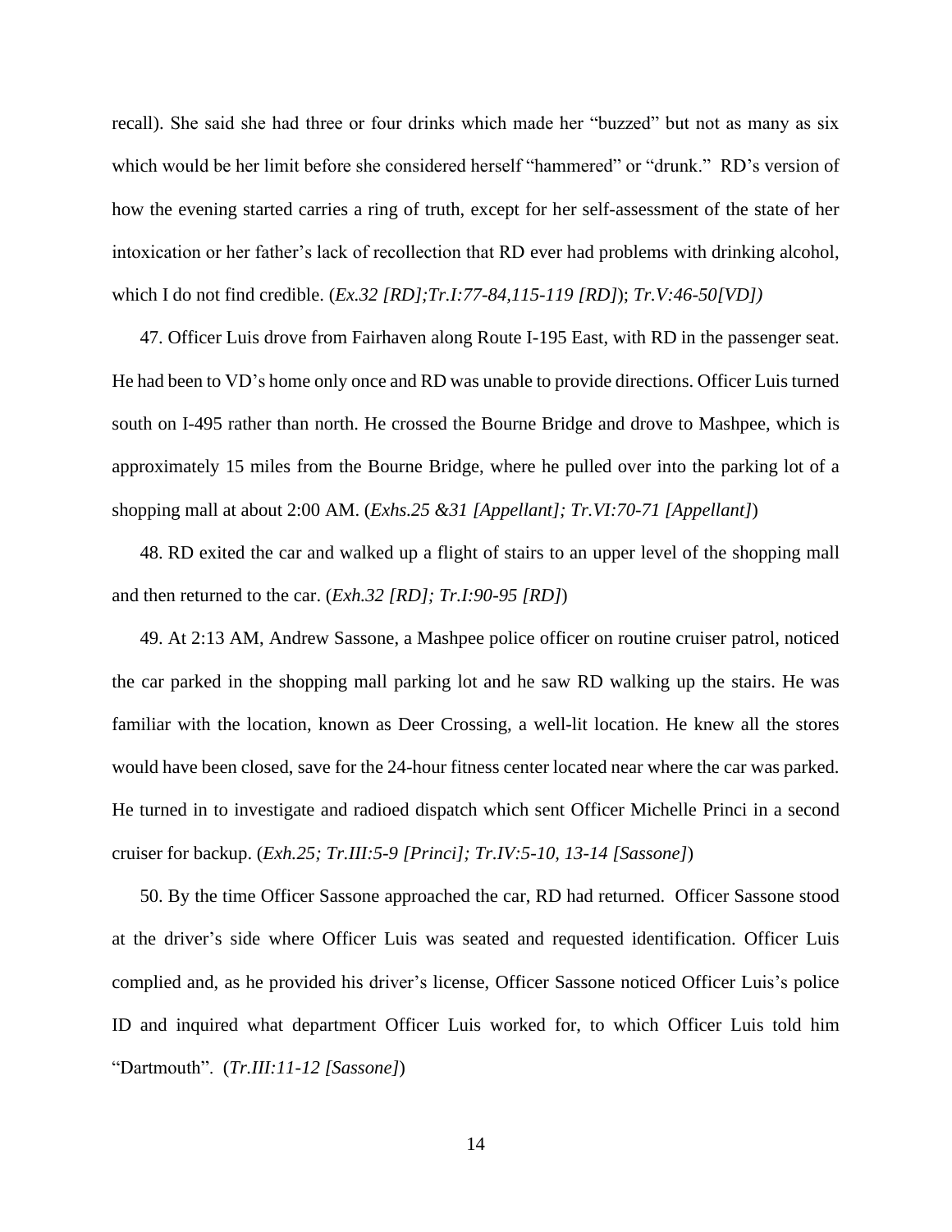recall). She said she had three or four drinks which made her "buzzed" but not as many as six which would be her limit before she considered herself "hammered" or "drunk." RD's version of how the evening started carries a ring of truth, except for her self-assessment of the state of her intoxication or her father's lack of recollection that RD ever had problems with drinking alcohol, which I do not find credible. (*Ex.32 [RD];Tr.I:77-84,115-119 [RD]*); *Tr.V:46-50[VD])*

47. Officer Luis drove from Fairhaven along Route I-195 East, with RD in the passenger seat. He had been to VD's home only once and RD was unable to provide directions. Officer Luis turned south on I-495 rather than north. He crossed the Bourne Bridge and drove to Mashpee, which is approximately 15 miles from the Bourne Bridge, where he pulled over into the parking lot of a shopping mall at about 2:00 AM. (*Exhs.25 &31 [Appellant]; Tr.VI:70-71 [Appellant]*)

48. RD exited the car and walked up a flight of stairs to an upper level of the shopping mall and then returned to the car. (*Exh.32 [RD]; Tr.I:90-95 [RD]*)

49. At 2:13 AM, Andrew Sassone, a Mashpee police officer on routine cruiser patrol, noticed the car parked in the shopping mall parking lot and he saw RD walking up the stairs. He was familiar with the location, known as Deer Crossing, a well-lit location. He knew all the stores would have been closed, save for the 24-hour fitness center located near where the car was parked. He turned in to investigate and radioed dispatch which sent Officer Michelle Princi in a second cruiser for backup. (*Exh.25; Tr.III:5-9 [Princi]; Tr.IV:5-10, 13-14 [Sassone]*)

50. By the time Officer Sassone approached the car, RD had returned. Officer Sassone stood at the driver's side where Officer Luis was seated and requested identification. Officer Luis complied and, as he provided his driver's license, Officer Sassone noticed Officer Luis's police ID and inquired what department Officer Luis worked for, to which Officer Luis told him "Dartmouth". (*Tr.III:11-12 [Sassone]*)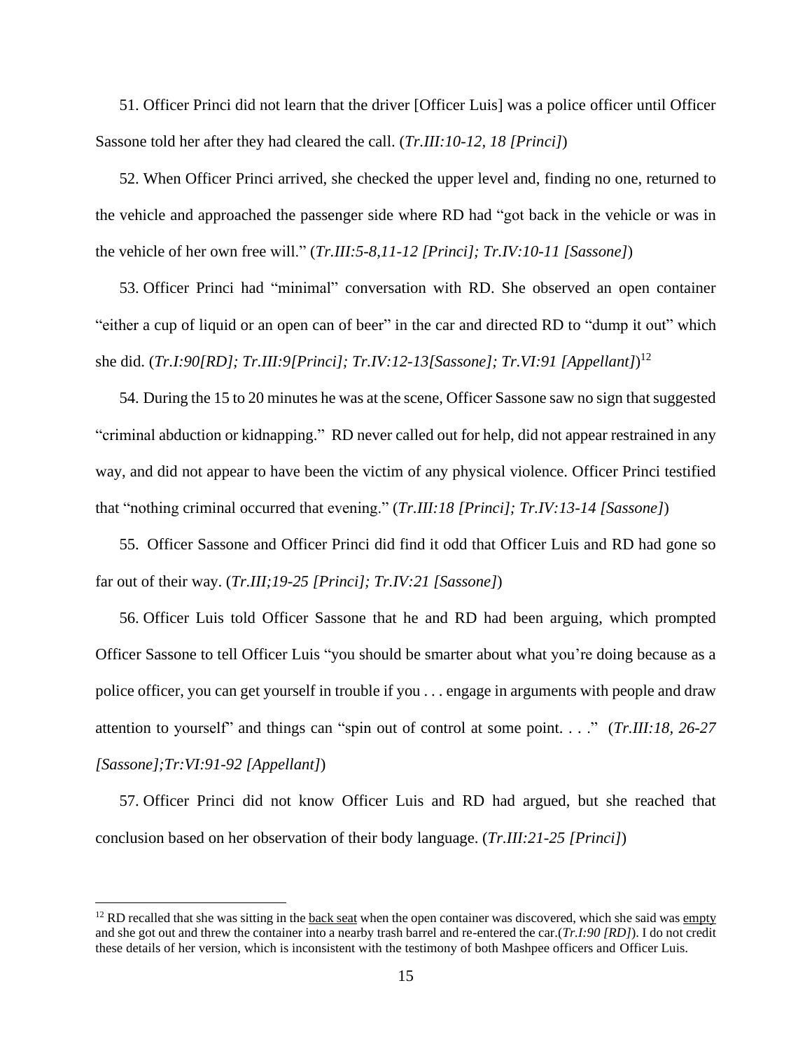51. Officer Princi did not learn that the driver [Officer Luis] was a police officer until Officer Sassone told her after they had cleared the call. (*Tr.III:10-12, 18 [Princi]*)

52. When Officer Princi arrived, she checked the upper level and, finding no one, returned to the vehicle and approached the passenger side where RD had "got back in the vehicle or was in the vehicle of her own free will." (*Tr.III:5-8,11-12 [Princi]; Tr.IV:10-11 [Sassone]*)

53. Officer Princi had "minimal" conversation with RD. She observed an open container "either a cup of liquid or an open can of beer" in the car and directed RD to "dump it out" which she did. (*Tr.I:90[RD]; Tr.III:9[Princi]; Tr.IV:12-13[Sassone]; Tr.VI:91 [Appellant]*)[12]

54. During the 15 to 20 minutes he was at the scene, Officer Sassone saw no sign that suggested "criminal abduction or kidnapping." RD never called out for help, did not appear restrained in any way, and did not appear to have been the victim of any physical violence. Officer Princi testified that "nothing criminal occurred that evening." (*Tr.III:18 [Princi]; Tr.IV:13-14 [Sassone]*)

55. Officer Sassone and Officer Princi did find it odd that Officer Luis and RD had gone so far out of their way. (*Tr.III;19-25 [Princi]; Tr.IV:21 [Sassone]*)

56. Officer Luis told Officer Sassone that he and RD had been arguing, which prompted Officer Sassone to tell Officer Luis "you should be smarter about what you're doing because as a police officer, you can get yourself in trouble if you . . . engage in arguments with people and draw attention to yourself" and things can "spin out of control at some point. . . ." (*Tr.III:18, 26-27 [Sassone];Tr:VI:91-92 [Appellant]*)

57. Officer Princi did not know Officer Luis and RD had argued, but she reached that conclusion based on her observation of their body language. (*Tr.III:21-25 [Princi]*)

---

[12] RD recalled that she was sitting in the <u>back seat</u> when the open container was discovered, which she said was <u>empty</u> and she got out and threw the container into a nearby trash barrel and re-entered the car.(*Tr.I:90 [RD]*). I do not credit these details of her version, which is inconsistent with the testimony of both Mashpee officers and Officer Luis.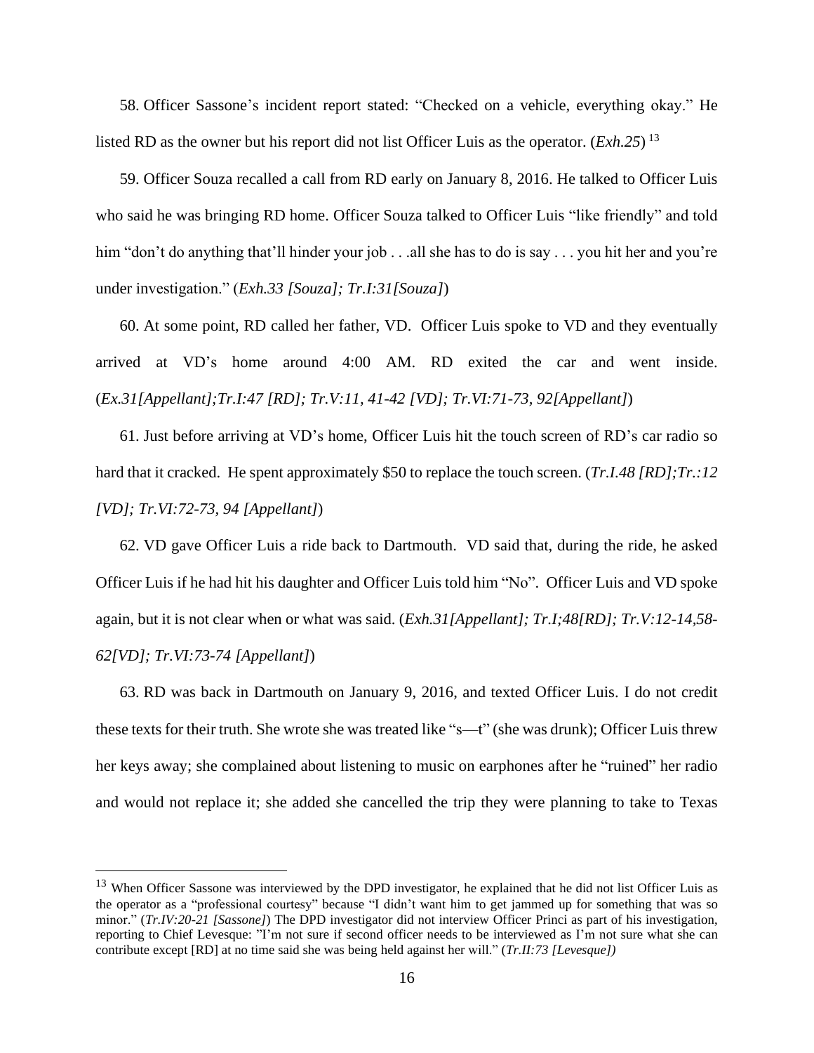58. Officer Sassone's incident report stated: "Checked on a vehicle, everything okay." He listed RD as the owner but his report did not list Officer Luis as the operator. (*Exh.25*) [13]

59. Officer Souza recalled a call from RD early on January 8, 2016. He talked to Officer Luis who said he was bringing RD home. Officer Souza talked to Officer Luis "like friendly" and told him "don't do anything that'll hinder your job . . .all she has to do is say . . . you hit her and you're under investigation." (*Exh.33 [Souza]; Tr.I:31[Souza]*)

60. At some point, RD called her father, VD. Officer Luis spoke to VD and they eventually arrived at VD's home around 4:00 AM. RD exited the car and went inside. (*Ex.31[Appellant];Tr.I:47 [RD]; Tr.V:11, 41-42 [VD]; Tr.VI:71-73, 92[Appellant]*)

61. Just before arriving at VD's home, Officer Luis hit the touch screen of RD's car radio so hard that it cracked. He spent approximately $50 to replace the touch screen. (*Tr.I.48 [RD];Tr.:12 [VD]; Tr.VI:72-73, 94 [Appellant]*)

62. VD gave Officer Luis a ride back to Dartmouth. VD said that, during the ride, he asked Officer Luis if he had hit his daughter and Officer Luis told him "No". Officer Luis and VD spoke again, but it is not clear when or what was said. (*Exh.31[Appellant]; Tr.I;48[RD]; Tr.V:12-14,58-62[VD]; Tr.VI:73-74 [Appellant]*)

63. RD was back in Dartmouth on January 9, 2016, and texted Officer Luis. I do not credit these texts for their truth. She wrote she was treated like "s—t" (she was drunk); Officer Luis threw her keys away; she complained about listening to music on earphones after he "ruined" her radio and would not replace it; she added she cancelled the trip they were planning to take to Texas

---

[13] When Officer Sassone was interviewed by the DPD investigator, he explained that he did not list Officer Luis as the operator as a "professional courtesy" because "I didn't want him to get jammed up for something that was so minor." (*Tr.IV:20-21 [Sassone]*) The DPD investigator did not interview Officer Princi as part of his investigation, reporting to Chief Levesque: "I'm not sure if second officer needs to be interviewed as I'm not sure what she can contribute except [RD] at no time said she was being held against her will." (*Tr.II:73 [Levesque]*)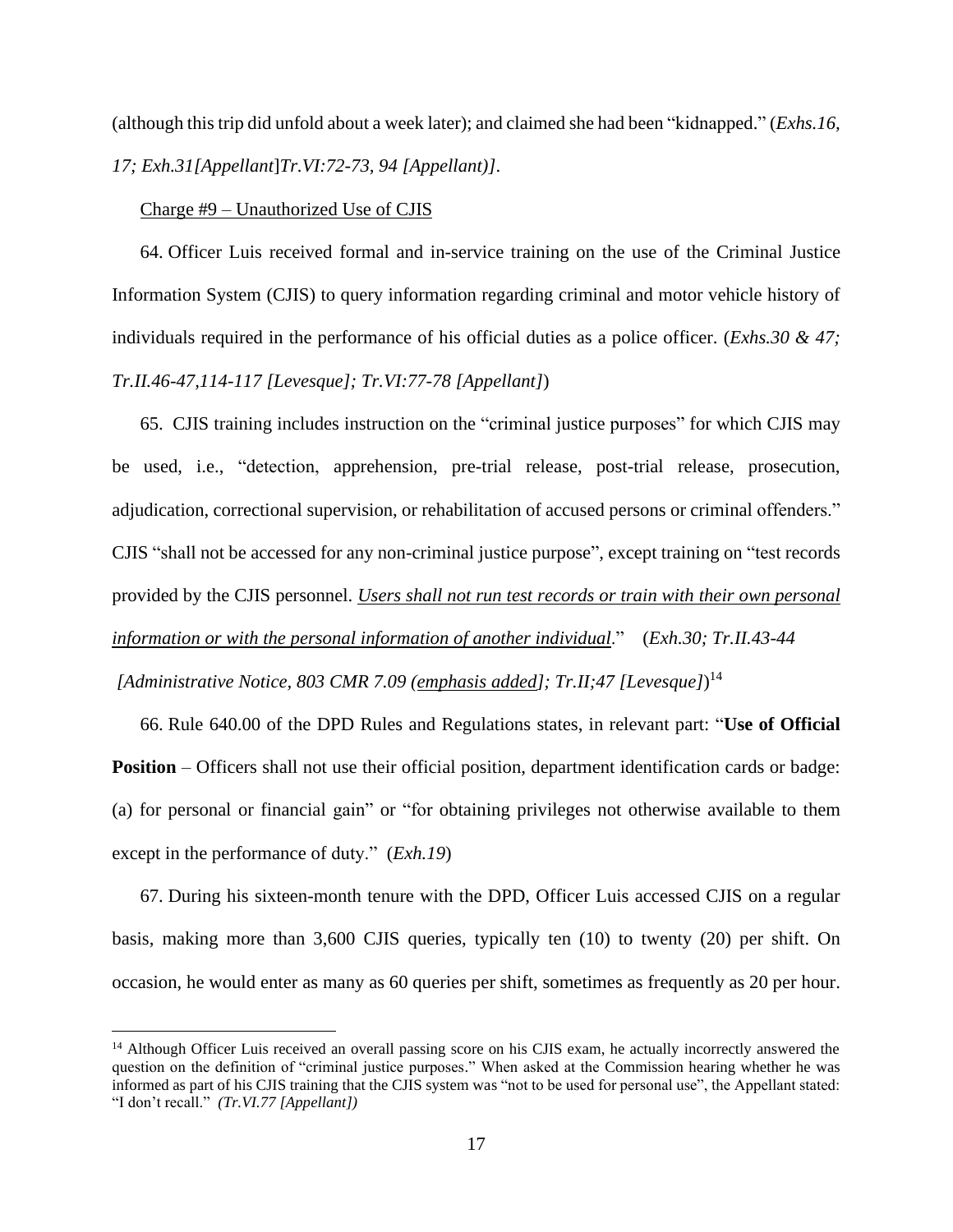(although this trip did unfold about a week later); and claimed she had been "kidnapped." (*Exhs.16, 17; Exh.31[Appellant*]*Tr.VI:72-73, 94 [Appellant)]*.

<u>Charge #9 – Unauthorized Use of CJIS</u>

64. Officer Luis received formal and in-service training on the use of the Criminal Justice Information System (CJIS) to query information regarding criminal and motor vehicle history of individuals required in the performance of his official duties as a police officer. (*Exhs.30 & 47; Tr.II.46-47,114-117 [Levesque]; Tr.VI:77-78 [Appellant]*)

65. CJIS training includes instruction on the "criminal justice purposes" for which CJIS may be used, i.e., "detection, apprehension, pre-trial release, post-trial release, prosecution, adjudication, correctional supervision, or rehabilitation of accused persons or criminal offenders." CJIS "shall not be accessed for any non-criminal justice purpose", except training on "test records provided by the CJIS personnel. ***<u>Users shall not run test records or train with their own personal information or with the personal information of another individual</u>***." (*Exh.30; Tr.II.43-44 [Administrative Notice, 803 CMR 7.09 (<u>emphasis added</u>]; Tr.II;47 [Levesque]*)[14]

66. Rule 640.00 of the DPD Rules and Regulations states, in relevant part: "**Use of Official Position** – Officers shall not use their official position, department identification cards or badge: (a) for personal or financial gain" or "for obtaining privileges not otherwise available to them except in the performance of duty." (*Exh.19*)

67. During his sixteen-month tenure with the DPD, Officer Luis accessed CJIS on a regular basis, making more than 3,600 CJIS queries, typically ten (10) to twenty (20) per shift. On occasion, he would enter as many as 60 queries per shift, sometimes as frequently as 20 per hour.

---

[14] Although Officer Luis received an overall passing score on his CJIS exam, he actually incorrectly answered the question on the definition of "criminal justice purposes." When asked at the Commission hearing whether he was informed as part of his CJIS training that the CJIS system was "not to be used for personal use", the Appellant stated: "I don't recall." *(Tr.VI.77 [Appellant])*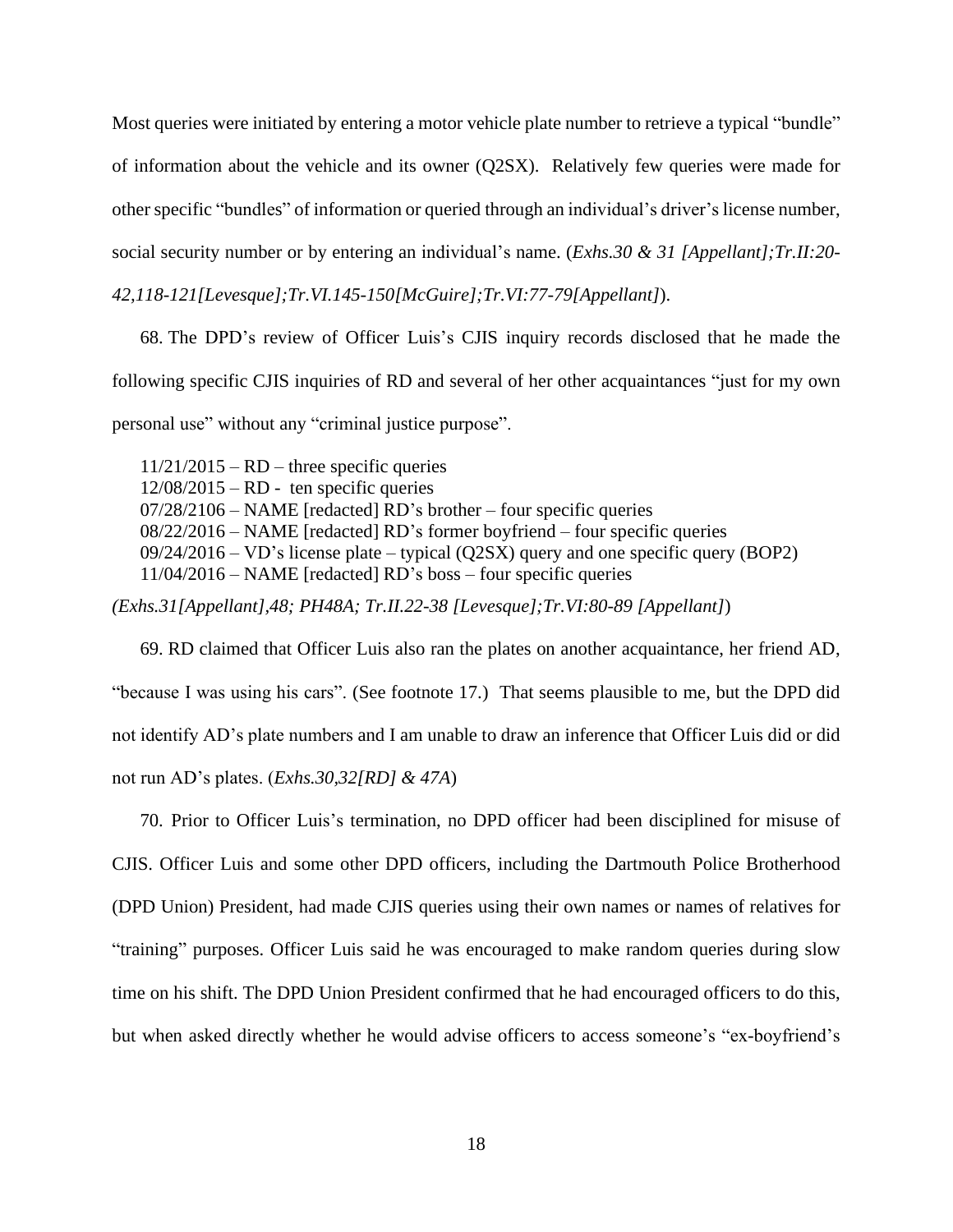Most queries were initiated by entering a motor vehicle plate number to retrieve a typical "bundle" of information about the vehicle and its owner (Q2SX). Relatively few queries were made for other specific "bundles" of information or queried through an individual's driver's license number, social security number or by entering an individual's name. (*Exhs.30 & 31 [Appellant];Tr.II:20-42,118-121[Levesque];Tr.VI.145-150[McGuire];Tr.VI:77-79[Appellant]*).

68. The DPD's review of Officer Luis's CJIS inquiry records disclosed that he made the following specific CJIS inquiries of RD and several of her other acquaintances "just for my own personal use" without any "criminal justice purpose".

11/21/2015 – RD – three specific queries
12/08/2015 – RD - ten specific queries
07/28/2106 – NAME [redacted] RD's brother – four specific queries
08/22/2016 – NAME [redacted] RD's former boyfriend – four specific queries
09/24/2016 – VD's license plate – typical (Q2SX) query and one specific query (BOP2)
11/04/2016 – NAME [redacted] RD's boss – four specific queries

(*Exhs.31[Appellant],48; PH48A; Tr.II.22-38 [Levesque];Tr.VI:80-89 [Appellant]*)

69. RD claimed that Officer Luis also ran the plates on another acquaintance, her friend AD, "because I was using his cars". (See footnote 17.) That seems plausible to me, but the DPD did not identify AD's plate numbers and I am unable to draw an inference that Officer Luis did or did not run AD's plates. (*Exhs.30,32[RD] & 47A*)

70. Prior to Officer Luis's termination, no DPD officer had been disciplined for misuse of CJIS. Officer Luis and some other DPD officers, including the Dartmouth Police Brotherhood (DPD Union) President, had made CJIS queries using their own names or names of relatives for "training" purposes. Officer Luis said he was encouraged to make random queries during slow time on his shift. The DPD Union President confirmed that he had encouraged officers to do this, but when asked directly whether he would advise officers to access someone's "ex-boyfriend's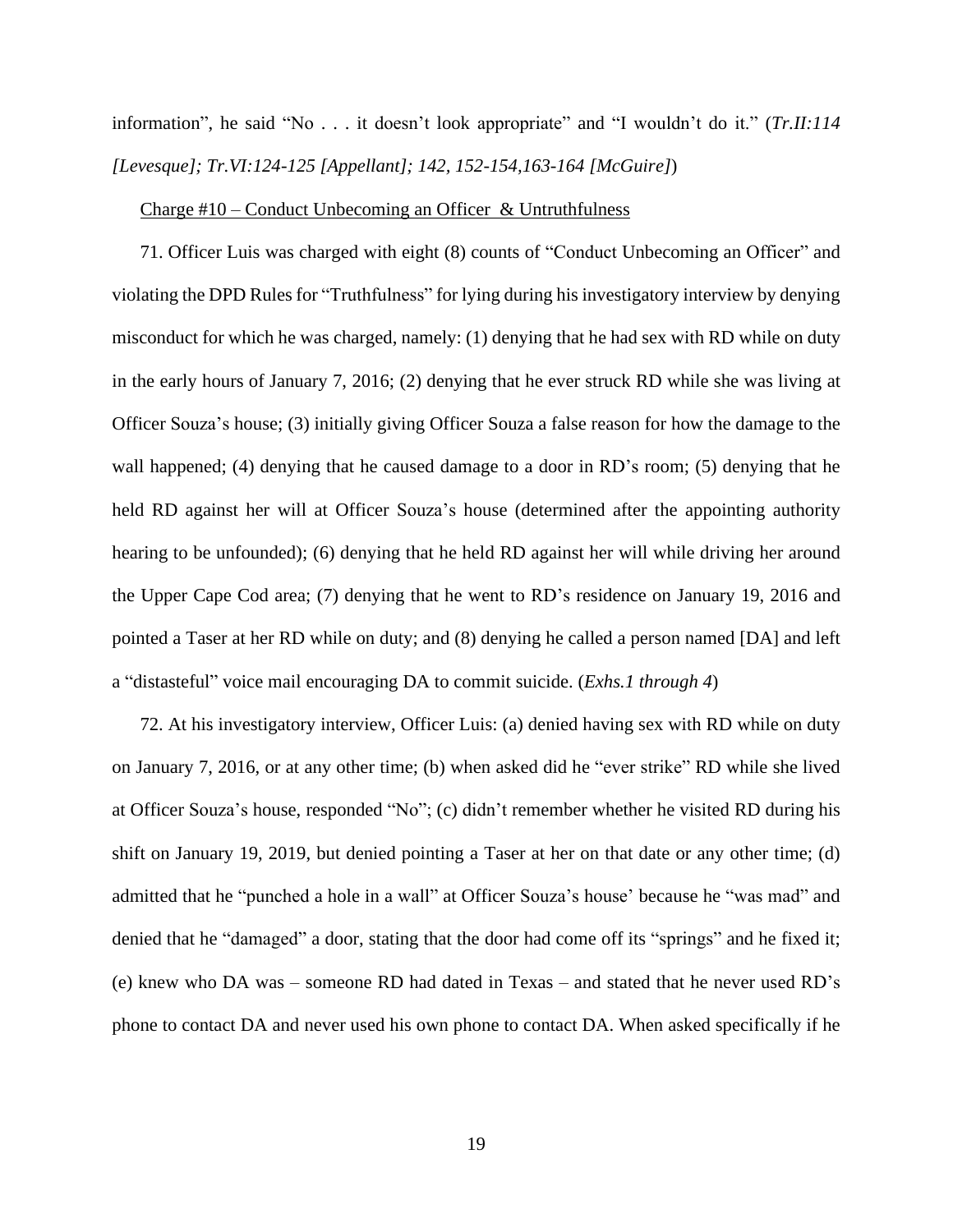information", he said "No . . . it doesn't look appropriate" and "I wouldn't do it." (*Tr.II:114 [Levesque]; Tr.VI:124-125 [Appellant]; 142, 152-154,163-164 [McGuire]*)

<u>Charge #10 – Conduct Unbecoming an Officer & Untruthfulness</u>

71. Officer Luis was charged with eight (8) counts of "Conduct Unbecoming an Officer" and violating the DPD Rules for "Truthfulness" for lying during his investigatory interview by denying misconduct for which he was charged, namely: (1) denying that he had sex with RD while on duty in the early hours of January 7, 2016; (2) denying that he ever struck RD while she was living at Officer Souza's house; (3) initially giving Officer Souza a false reason for how the damage to the wall happened; (4) denying that he caused damage to a door in RD's room; (5) denying that he held RD against her will at Officer Souza's house (determined after the appointing authority hearing to be unfounded); (6) denying that he held RD against her will while driving her around the Upper Cape Cod area; (7) denying that he went to RD's residence on January 19, 2016 and pointed a Taser at her RD while on duty; and (8) denying he called a person named [DA] and left a "distasteful" voice mail encouraging DA to commit suicide. (*Exhs.1 through 4*)

72. At his investigatory interview, Officer Luis: (a) denied having sex with RD while on duty on January 7, 2016, or at any other time; (b) when asked did he "ever strike" RD while she lived at Officer Souza's house, responded "No"; (c) didn't remember whether he visited RD during his shift on January 19, 2019, but denied pointing a Taser at her on that date or any other time; (d) admitted that he "punched a hole in a wall" at Officer Souza's house' because he "was mad" and denied that he "damaged" a door, stating that the door had come off its "springs" and he fixed it; (e) knew who DA was – someone RD had dated in Texas – and stated that he never used RD's phone to contact DA and never used his own phone to contact DA. When asked specifically if he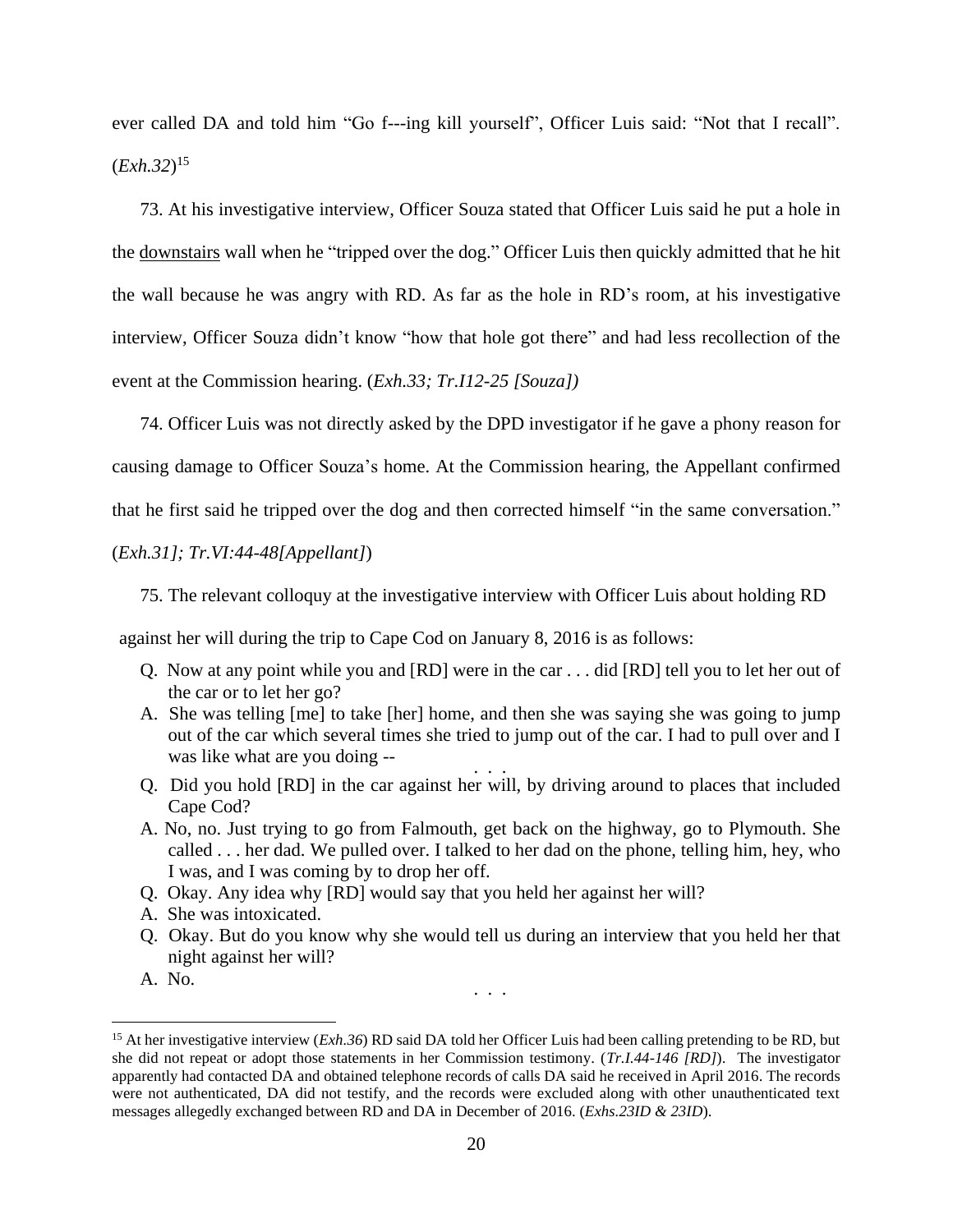ever called DA and told him "Go f---ing kill yourself", Officer Luis said: "Not that I recall". (*Exh.32*)[15]

73. At his investigative interview, Officer Souza stated that Officer Luis said he put a hole in the <u>downstairs</u> wall when he "tripped over the dog." Officer Luis then quickly admitted that he hit the wall because he was angry with RD. As far as the hole in RD's room, at his investigative interview, Officer Souza didn't know "how that hole got there" and had less recollection of the event at the Commission hearing. (*Exh.33; Tr.I12-25 [Souza]*)

74. Officer Luis was not directly asked by the DPD investigator if he gave a phony reason for causing damage to Officer Souza's home. At the Commission hearing, the Appellant confirmed that he first said he tripped over the dog and then corrected himself "in the same conversation." (*Exh.31]; Tr.VI:44-48[Appellant]*)

75. The relevant colloquy at the investigative interview with Officer Luis about holding RD against her will during the trip to Cape Cod on January 8, 2016 is as follows:

> Q. Now at any point while you and [RD] were in the car . . . did [RD] tell you to let her out of the car or to let her go?
>
> A. She was telling [me] to take [her] home, and then she was saying she was going to jump out of the car which several times she tried to jump out of the car. I had to pull over and I was like what are you doing --
>
> . . .
>
> Q. Did you hold [RD] in the car against her will, by driving around to places that included Cape Cod?
>
> A. No, no. Just trying to go from Falmouth, get back on the highway, go to Plymouth. She called . . . her dad. We pulled over. I talked to her dad on the phone, telling him, hey, who I was, and I was coming by to drop her off.
>
> Q. Okay. Any idea why [RD] would say that you held her against her will?
>
> A. She was intoxicated.
>
> Q. Okay. But do you know why she would tell us during an interview that you held her that night against her will?
>
> A. No.
>
> . . .

[15] At her investigative interview (*Exh.36*) RD said DA told her Officer Luis had been calling pretending to be RD, but she did not repeat or adopt those statements in her Commission testimony. (*Tr.I.44-146 [RD]*). The investigator apparently had contacted DA and obtained telephone records of calls DA said he received in April 2016. The records were not authenticated, DA did not testify, and the records were excluded along with other unauthenticated text messages allegedly exchanged between RD and DA in December of 2016. (*Exhs.23ID & 23ID*).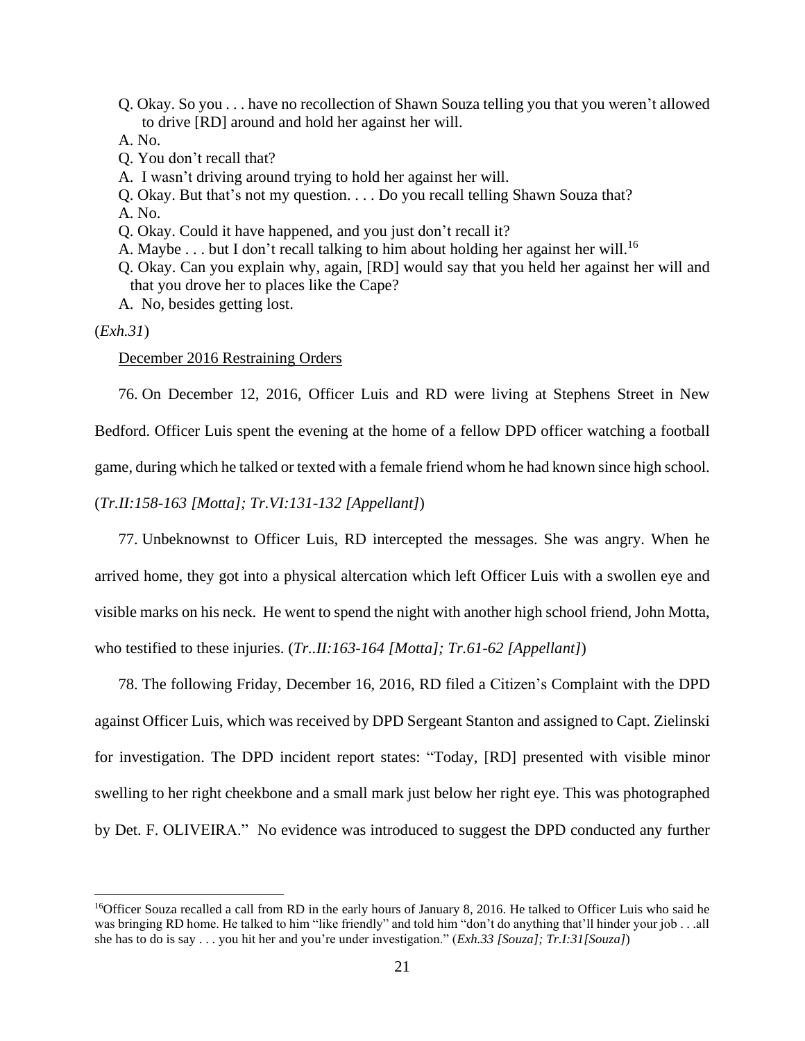Q. Okay. So you . . . have no recollection of Shawn Souza telling you that you weren't allowed to drive [RD] around and hold her against her will.

A. No.

Q. You don't recall that?

A. I wasn't driving around trying to hold her against her will.

Q. Okay. But that's not my question. . . . Do you recall telling Shawn Souza that?

A. No.

Q. Okay. Could it have happened, and you just don't recall it?

A. Maybe . . . but I don't recall talking to him about holding her against her will.[16]

Q. Okay. Can you explain why, again, [RD] would say that you held her against her will and that you drove her to places like the Cape?

A. No, besides getting lost.

(*Exh.31*)

December 2016 Restraining Orders

76. On December 12, 2016, Officer Luis and RD were living at Stephens Street in New Bedford. Officer Luis spent the evening at the home of a fellow DPD officer watching a football game, during which he talked or texted with a female friend whom he had known since high school. (*Tr.II:158-163 [Motta]; Tr.VI:131-132 [Appellant]*)

77. Unbeknownst to Officer Luis, RD intercepted the messages. She was angry. When he arrived home, they got into a physical altercation which left Officer Luis with a swollen eye and visible marks on his neck. He went to spend the night with another high school friend, John Motta, who testified to these injuries. (*Tr..II:163-164 [Motta]; Tr.61-62 [Appellant]*)

78. The following Friday, December 16, 2016, RD filed a Citizen's Complaint with the DPD against Officer Luis, which was received by DPD Sergeant Stanton and assigned to Capt. Zielinski for investigation. The DPD incident report states: "Today, [RD] presented with visible minor swelling to her right cheekbone and a small mark just below her right eye. This was photographed by Det. F. OLIVEIRA." No evidence was introduced to suggest the DPD conducted any further

[16]Officer Souza recalled a call from RD in the early hours of January 8, 2016. He talked to Officer Luis who said he was bringing RD home. He talked to him "like friendly" and told him "don't do anything that'll hinder your job . . .all she has to do is say . . . you hit her and you're under investigation." (*Exh.33 [Souza]; Tr.I:31[Souza]*)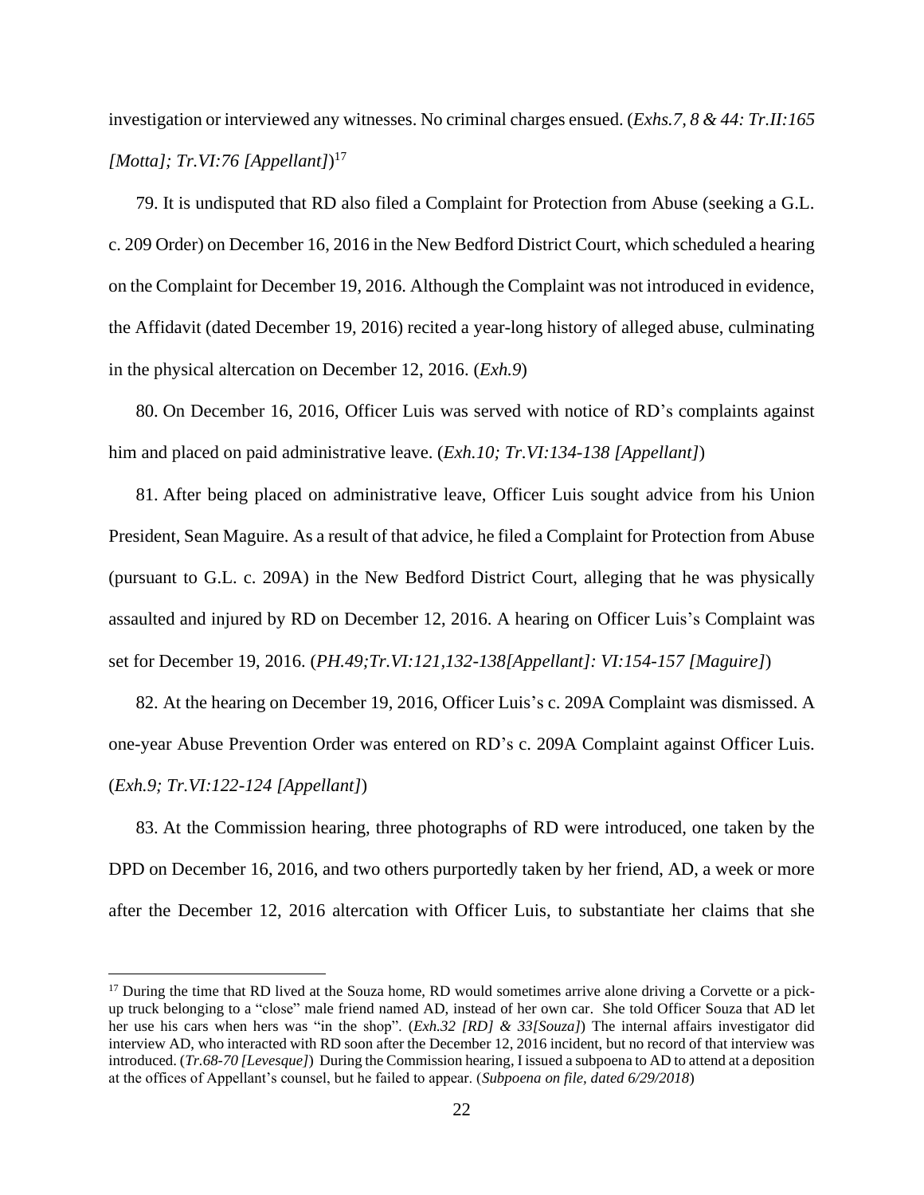investigation or interviewed any witnesses. No criminal charges ensued. (*Exhs.7, 8 & 44: Tr.II:165 [Motta]; Tr.VI:76 [Appellant]*)[17]

79. It is undisputed that RD also filed a Complaint for Protection from Abuse (seeking a G.L. c. 209 Order) on December 16, 2016 in the New Bedford District Court, which scheduled a hearing on the Complaint for December 19, 2016. Although the Complaint was not introduced in evidence, the Affidavit (dated December 19, 2016) recited a year-long history of alleged abuse, culminating in the physical altercation on December 12, 2016. (*Exh.9*)

80. On December 16, 2016, Officer Luis was served with notice of RD's complaints against him and placed on paid administrative leave. (*Exh.10; Tr.VI:134-138 [Appellant]*)

81. After being placed on administrative leave, Officer Luis sought advice from his Union President, Sean Maguire. As a result of that advice, he filed a Complaint for Protection from Abuse (pursuant to G.L. c. 209A) in the New Bedford District Court, alleging that he was physically assaulted and injured by RD on December 12, 2016. A hearing on Officer Luis's Complaint was set for December 19, 2016. (*PH.49;Tr.VI:121,132-138[Appellant]: VI:154-157 [Maguire]*)

82. At the hearing on December 19, 2016, Officer Luis's c. 209A Complaint was dismissed. A one-year Abuse Prevention Order was entered on RD's c. 209A Complaint against Officer Luis. (*Exh.9; Tr.VI:122-124 [Appellant]*)

83. At the Commission hearing, three photographs of RD were introduced, one taken by the DPD on December 16, 2016, and two others purportedly taken by her friend, AD, a week or more after the December 12, 2016 altercation with Officer Luis, to substantiate her claims that she

---

[17] During the time that RD lived at the Souza home, RD would sometimes arrive alone driving a Corvette or a pick-up truck belonging to a "close" male friend named AD, instead of her own car. She told Officer Souza that AD let her use his cars when hers was "in the shop". (*Exh.32 [RD] & 33[Souza]*) The internal affairs investigator did interview AD, who interacted with RD soon after the December 12, 2016 incident, but no record of that interview was introduced. (*Tr.68-70 [Levesque]*) During the Commission hearing, I issued a subpoena to AD to attend at a deposition at the offices of Appellant's counsel, but he failed to appear. (*Subpoena on file, dated 6/29/2018*)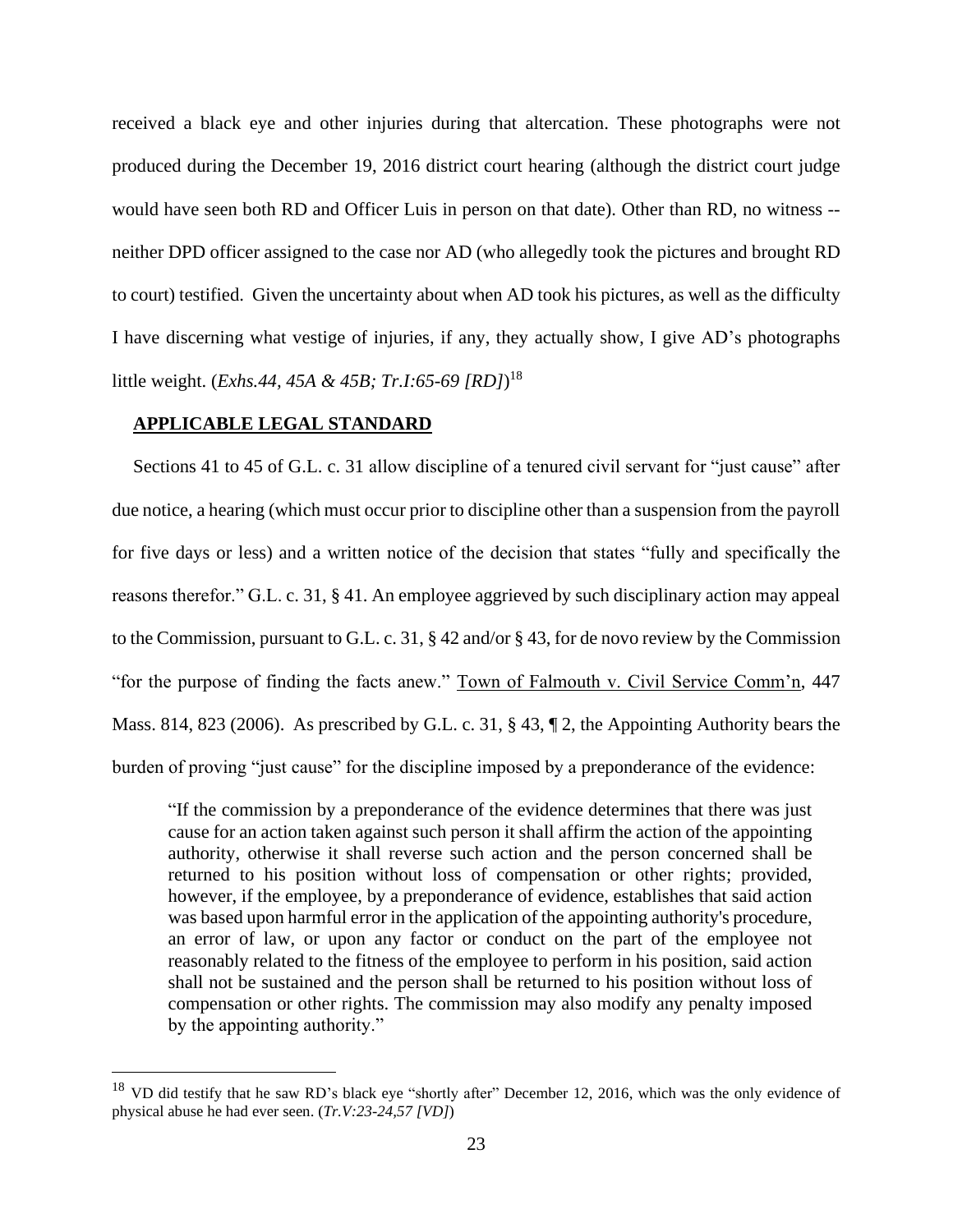received a black eye and other injuries during that altercation. These photographs were not produced during the December 19, 2016 district court hearing (although the district court judge would have seen both RD and Officer Luis in person on that date). Other than RD, no witness -- neither DPD officer assigned to the case nor AD (who allegedly took the pictures and brought RD to court) testified. Given the uncertainty about when AD took his pictures, as well as the difficulty I have discerning what vestige of injuries, if any, they actually show, I give AD's photographs little weight. (*Exhs.44, 45A & 45B; Tr.I:65-69 [RD]*)[18]

## APPLICABLE LEGAL STANDARD

Sections 41 to 45 of G.L. c. 31 allow discipline of a tenured civil servant for "just cause" after due notice, a hearing (which must occur prior to discipline other than a suspension from the payroll for five days or less) and a written notice of the decision that states "fully and specifically the reasons therefor." G.L. c. 31, § 41. An employee aggrieved by such disciplinary action may appeal to the Commission, pursuant to G.L. c. 31, § 42 and/or § 43, for de novo review by the Commission "for the purpose of finding the facts anew." Town of Falmouth v. Civil Service Comm'n, 447 Mass. 814, 823 (2006). As prescribed by G.L. c. 31, § 43, ¶ 2, the Appointing Authority bears the burden of proving "just cause" for the discipline imposed by a preponderance of the evidence:

> "If the commission by a preponderance of the evidence determines that there was just cause for an action taken against such person it shall affirm the action of the appointing authority, otherwise it shall reverse such action and the person concerned shall be returned to his position without loss of compensation or other rights; provided, however, if the employee, by a preponderance of evidence, establishes that said action was based upon harmful error in the application of the appointing authority's procedure, an error of law, or upon any factor or conduct on the part of the employee not reasonably related to the fitness of the employee to perform in his position, said action shall not be sustained and the person shall be returned to his position without loss of compensation or other rights. The commission may also modify any penalty imposed by the appointing authority."

---

[18] VD did testify that he saw RD's black eye "shortly after" December 12, 2016, which was the only evidence of physical abuse he had ever seen. (*Tr.V:23-24,57 [VD]*)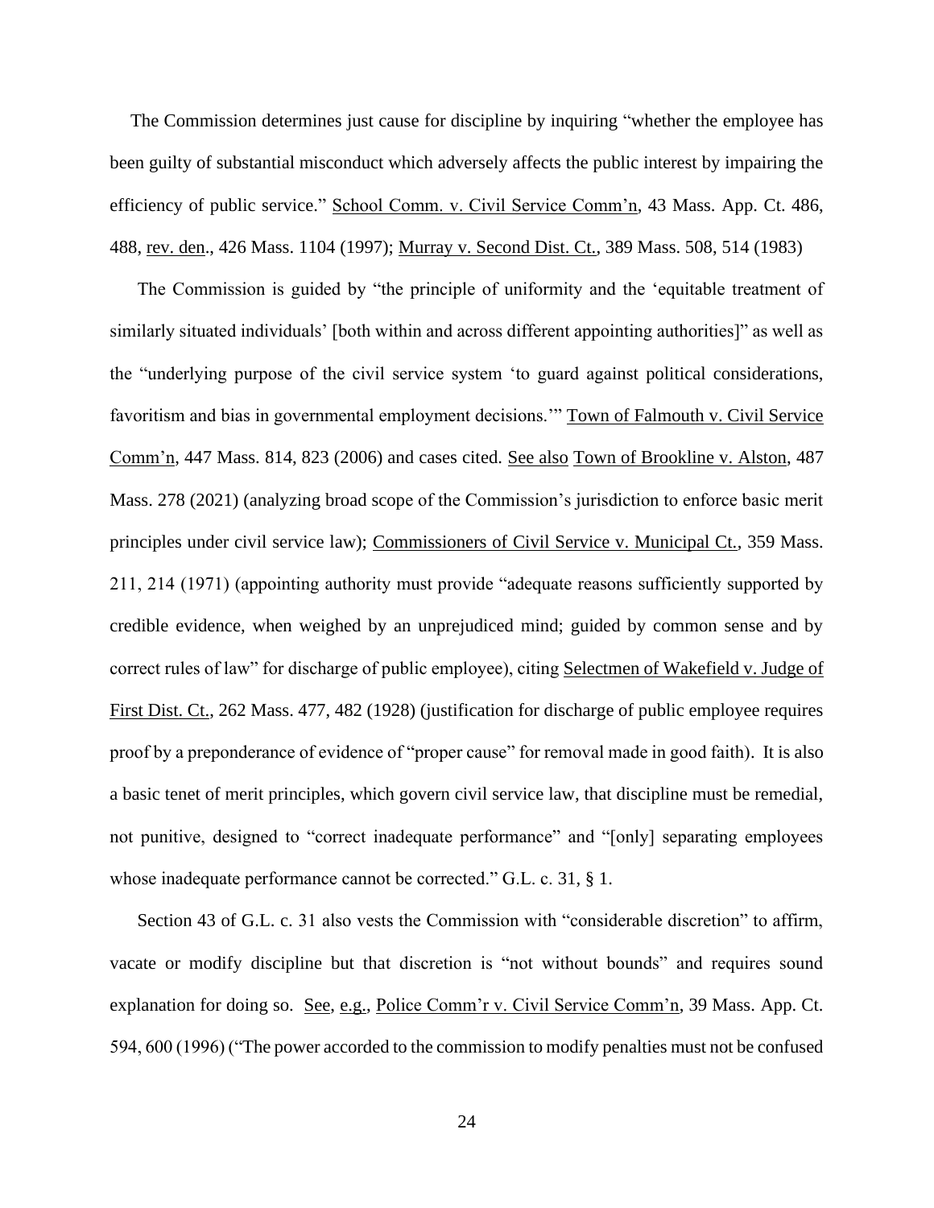The Commission determines just cause for discipline by inquiring "whether the employee has been guilty of substantial misconduct which adversely affects the public interest by impairing the efficiency of public service." School Comm. v. Civil Service Comm'n, 43 Mass. App. Ct. 486, 488, rev. den., 426 Mass. 1104 (1997); Murray v. Second Dist. Ct., 389 Mass. 508, 514 (1983)

The Commission is guided by "the principle of uniformity and the 'equitable treatment of similarly situated individuals' [both within and across different appointing authorities]" as well as the "underlying purpose of the civil service system 'to guard against political considerations, favoritism and bias in governmental employment decisions.'" Town of Falmouth v. Civil Service Comm'n, 447 Mass. 814, 823 (2006) and cases cited. See also Town of Brookline v. Alston, 487 Mass. 278 (2021) (analyzing broad scope of the Commission's jurisdiction to enforce basic merit principles under civil service law); Commissioners of Civil Service v. Municipal Ct., 359 Mass. 211, 214 (1971) (appointing authority must provide "adequate reasons sufficiently supported by credible evidence, when weighed by an unprejudiced mind; guided by common sense and by correct rules of law" for discharge of public employee), citing Selectmen of Wakefield v. Judge of First Dist. Ct., 262 Mass. 477, 482 (1928) (justification for discharge of public employee requires proof by a preponderance of evidence of "proper cause" for removal made in good faith). It is also a basic tenet of merit principles, which govern civil service law, that discipline must be remedial, not punitive, designed to "correct inadequate performance" and "[only] separating employees whose inadequate performance cannot be corrected." G.L. c. 31, § 1.

Section 43 of G.L. c. 31 also vests the Commission with "considerable discretion" to affirm, vacate or modify discipline but that discretion is "not without bounds" and requires sound explanation for doing so. See, e.g., Police Comm'r v. Civil Service Comm'n, 39 Mass. App. Ct. 594, 600 (1996) ("The power accorded to the commission to modify penalties must not be confused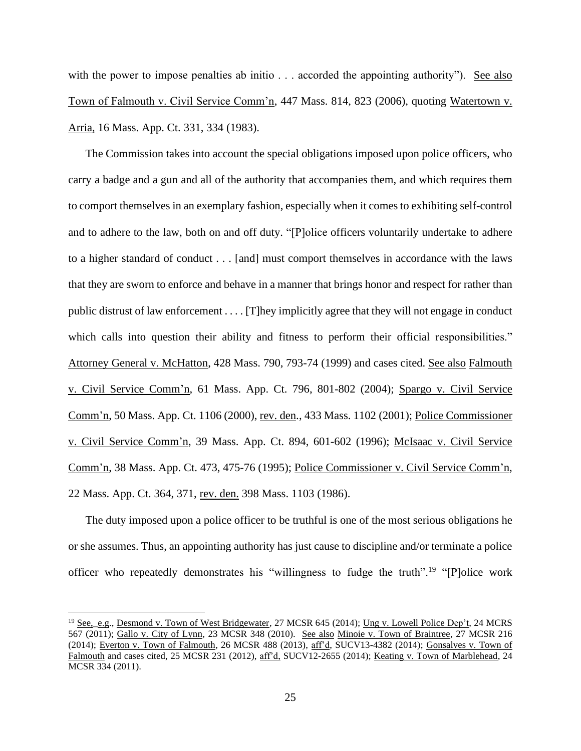with the power to impose penalties ab initio . . . accorded the appointing authority"). See also Town of Falmouth v. Civil Service Comm'n, 447 Mass. 814, 823 (2006), quoting Watertown v. Arria, 16 Mass. App. Ct. 331, 334 (1983).

The Commission takes into account the special obligations imposed upon police officers, who carry a badge and a gun and all of the authority that accompanies them, and which requires them to comport themselves in an exemplary fashion, especially when it comes to exhibiting self-control and to adhere to the law, both on and off duty. "[P]olice officers voluntarily undertake to adhere to a higher standard of conduct . . . [and] must comport themselves in accordance with the laws that they are sworn to enforce and behave in a manner that brings honor and respect for rather than public distrust of law enforcement . . . . [T]hey implicitly agree that they will not engage in conduct which calls into question their ability and fitness to perform their official responsibilities." Attorney General v. McHatton, 428 Mass. 790, 793-74 (1999) and cases cited. See also Falmouth v. Civil Service Comm'n, 61 Mass. App. Ct. 796, 801-802 (2004); Spargo v. Civil Service Comm'n, 50 Mass. App. Ct. 1106 (2000), rev. den., 433 Mass. 1102 (2001); Police Commissioner v. Civil Service Comm'n, 39 Mass. App. Ct. 894, 601-602 (1996); McIsaac v. Civil Service Comm'n, 38 Mass. App. Ct. 473, 475-76 (1995); Police Commissioner v. Civil Service Comm'n, 22 Mass. App. Ct. 364, 371, rev. den. 398 Mass. 1103 (1986).

The duty imposed upon a police officer to be truthful is one of the most serious obligations he or she assumes. Thus, an appointing authority has just cause to discipline and/or terminate a police officer who repeatedly demonstrates his "willingness to fudge the truth".[19] "[P]olice work

[19] See, e.g., Desmond v. Town of West Bridgewater, 27 MCSR 645 (2014); Ung v. Lowell Police Dep't, 24 MCRS 567 (2011); Gallo v. City of Lynn, 23 MCSR 348 (2010). See also Minoie v. Town of Braintree, 27 MCSR 216 (2014); Everton v. Town of Falmouth, 26 MCSR 488 (2013), aff'd, SUCV13-4382 (2014); Gonsalves v. Town of Falmouth and cases cited, 25 MCSR 231 (2012), aff'd, SUCV12-2655 (2014); Keating v. Town of Marblehead, 24 MCSR 334 (2011).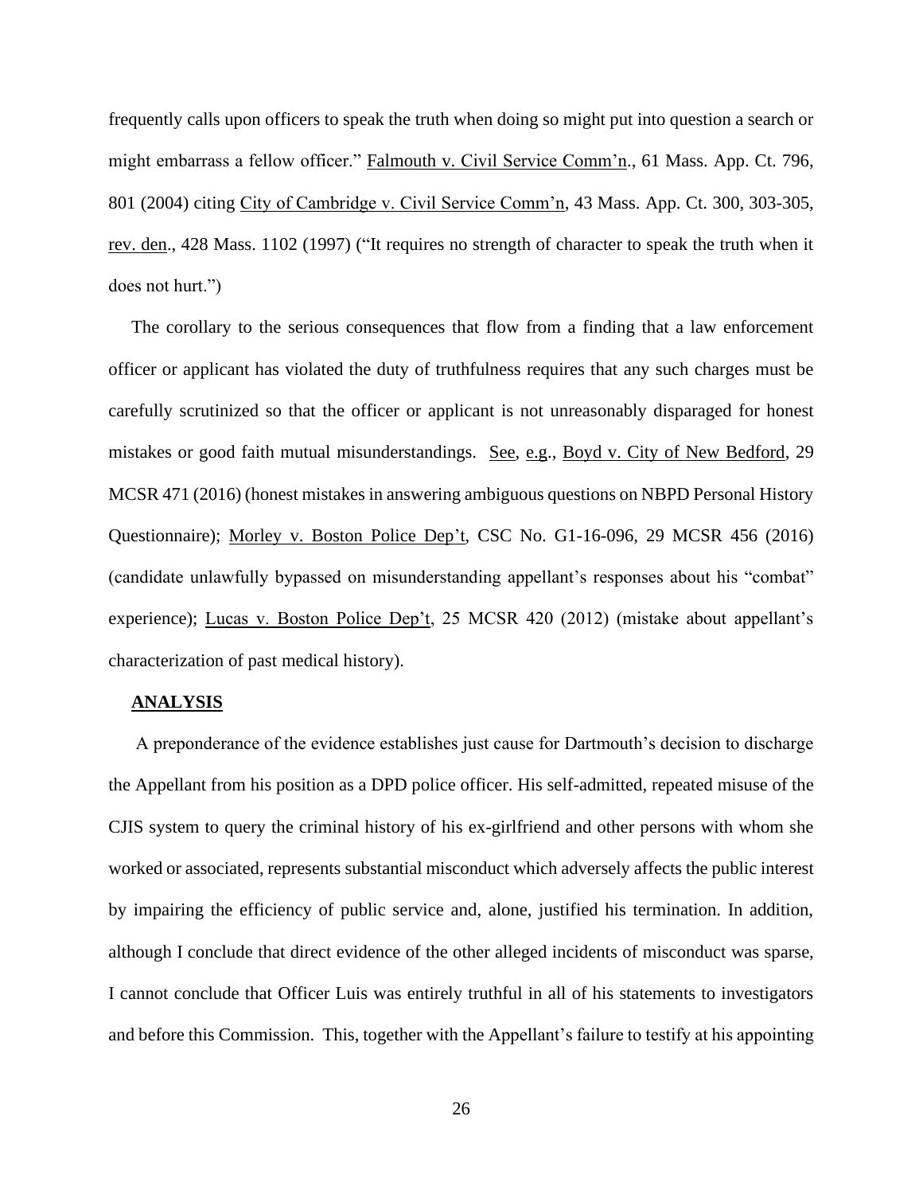frequently calls upon officers to speak the truth when doing so might put into question a search or might embarrass a fellow officer." Falmouth v. Civil Service Comm'n., 61 Mass. App. Ct. 796, 801 (2004) citing City of Cambridge v. Civil Service Comm'n, 43 Mass. App. Ct. 300, 303-305, rev. den., 428 Mass. 1102 (1997) ("It requires no strength of character to speak the truth when it does not hurt.")

The corollary to the serious consequences that flow from a finding that a law enforcement officer or applicant has violated the duty of truthfulness requires that any such charges must be carefully scrutinized so that the officer or applicant is not unreasonably disparaged for honest mistakes or good faith mutual misunderstandings. See, e.g., Boyd v. City of New Bedford, 29 MCSR 471 (2016) (honest mistakes in answering ambiguous questions on NBPD Personal History Questionnaire); Morley v. Boston Police Dep't, CSC No. G1-16-096, 29 MCSR 456 (2016) (candidate unlawfully bypassed on misunderstanding appellant's responses about his "combat" experience); Lucas v. Boston Police Dep't, 25 MCSR 420 (2012) (mistake about appellant's characterization of past medical history).

**ANALYSIS**

A preponderance of the evidence establishes just cause for Dartmouth's decision to discharge the Appellant from his position as a DPD police officer. His self-admitted, repeated misuse of the CJIS system to query the criminal history of his ex-girlfriend and other persons with whom she worked or associated, represents substantial misconduct which adversely affects the public interest by impairing the efficiency of public service and, alone, justified his termination. In addition, although I conclude that direct evidence of the other alleged incidents of misconduct was sparse, I cannot conclude that Officer Luis was entirely truthful in all of his statements to investigators and before this Commission. This, together with the Appellant's failure to testify at his appointing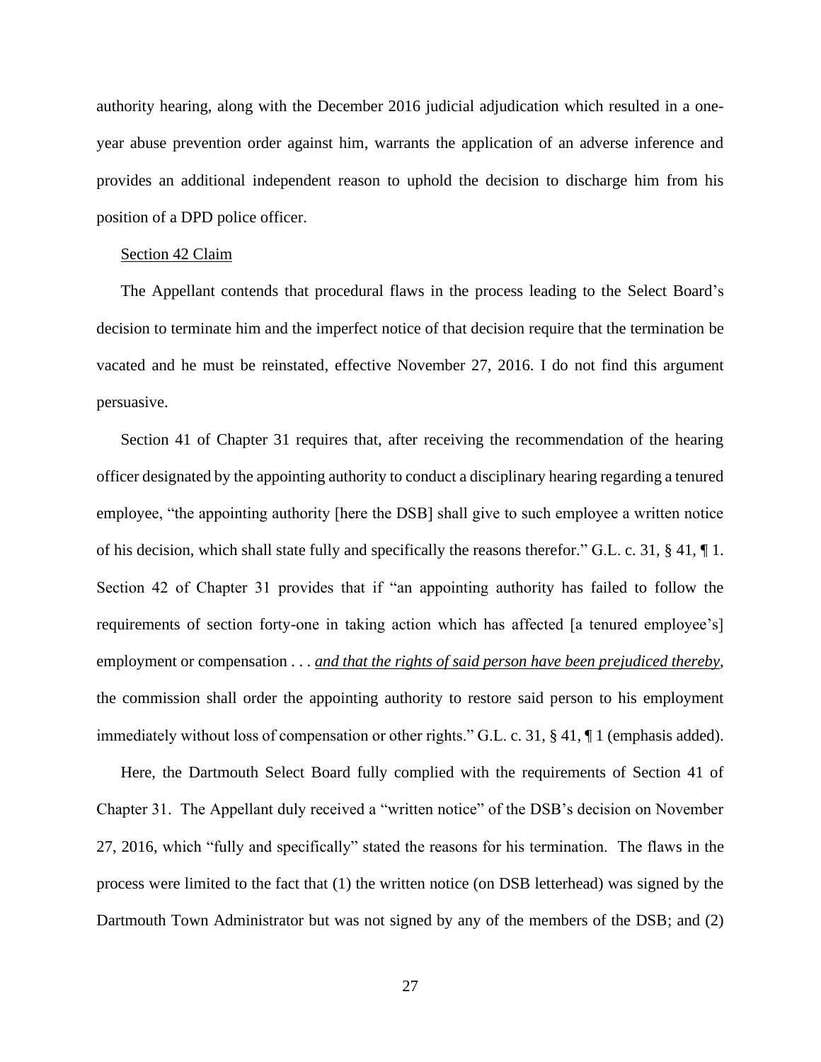authority hearing, along with the December 2016 judicial adjudication which resulted in a one-year abuse prevention order against him, warrants the application of an adverse inference and provides an additional independent reason to uphold the decision to discharge him from his position of a DPD police officer.

<u>Section 42 Claim</u>

The Appellant contends that procedural flaws in the process leading to the Select Board's decision to terminate him and the imperfect notice of that decision require that the termination be vacated and he must be reinstated, effective November 27, 2016. I do not find this argument persuasive.

Section 41 of Chapter 31 requires that, after receiving the recommendation of the hearing officer designated by the appointing authority to conduct a disciplinary hearing regarding a tenured employee, "the appointing authority [here the DSB] shall give to such employee a written notice of his decision, which shall state fully and specifically the reasons therefor." G.L. c. 31, § 41, ¶ 1. Section 42 of Chapter 31 provides that if "an appointing authority has failed to follow the requirements of section forty-one in taking action which has affected [a tenured employee's] employment or compensation . . . *<u>and that the rights of said person have been prejudiced thereby</u>*, the commission shall order the appointing authority to restore said person to his employment immediately without loss of compensation or other rights." G.L. c. 31, § 41, ¶ 1 (emphasis added).

Here, the Dartmouth Select Board fully complied with the requirements of Section 41 of Chapter 31. The Appellant duly received a "written notice" of the DSB's decision on November 27, 2016, which "fully and specifically" stated the reasons for his termination. The flaws in the process were limited to the fact that (1) the written notice (on DSB letterhead) was signed by the Dartmouth Town Administrator but was not signed by any of the members of the DSB; and (2)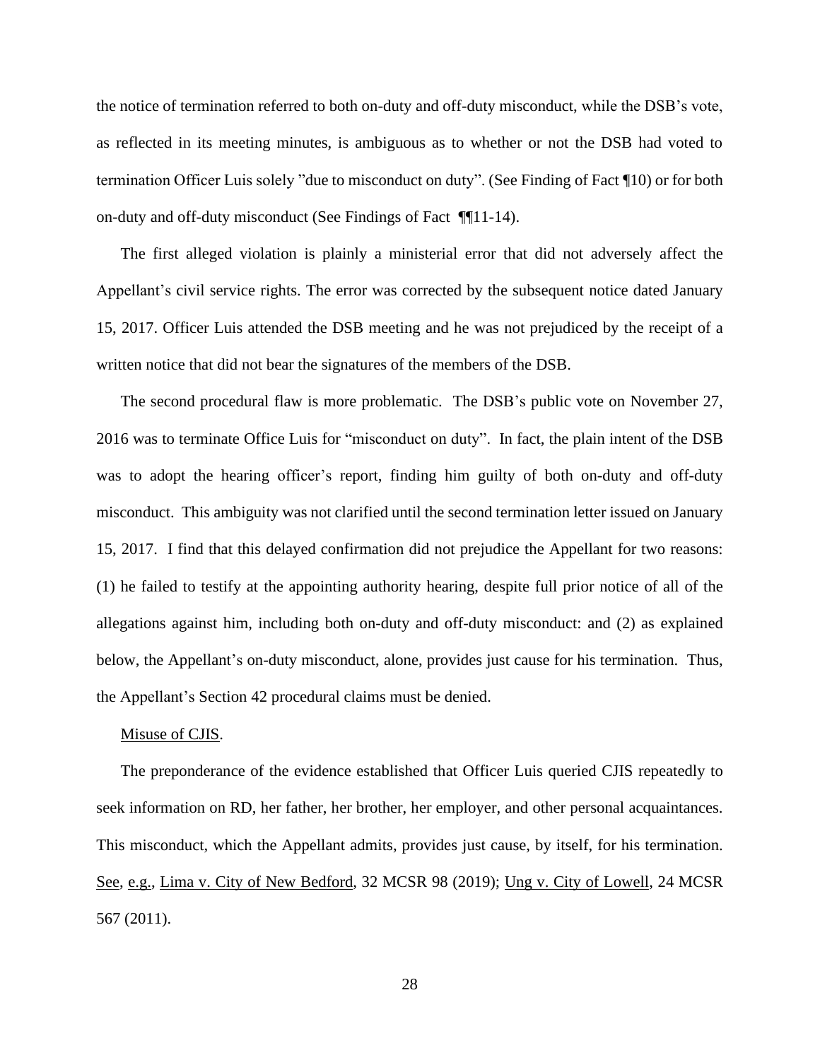the notice of termination referred to both on-duty and off-duty misconduct, while the DSB's vote, as reflected in its meeting minutes, is ambiguous as to whether or not the DSB had voted to termination Officer Luis solely "due to misconduct on duty". (See Finding of Fact ¶10) or for both on-duty and off-duty misconduct (See Findings of Fact ¶¶11-14).

The first alleged violation is plainly a ministerial error that did not adversely affect the Appellant's civil service rights. The error was corrected by the subsequent notice dated January 15, 2017. Officer Luis attended the DSB meeting and he was not prejudiced by the receipt of a written notice that did not bear the signatures of the members of the DSB.

The second procedural flaw is more problematic. The DSB's public vote on November 27, 2016 was to terminate Office Luis for "misconduct on duty". In fact, the plain intent of the DSB was to adopt the hearing officer's report, finding him guilty of both on-duty and off-duty misconduct. This ambiguity was not clarified until the second termination letter issued on January 15, 2017. I find that this delayed confirmation did not prejudice the Appellant for two reasons: (1) he failed to testify at the appointing authority hearing, despite full prior notice of all of the allegations against him, including both on-duty and off-duty misconduct: and (2) as explained below, the Appellant's on-duty misconduct, alone, provides just cause for his termination. Thus, the Appellant's Section 42 procedural claims must be denied.

<u>Misuse of CJIS</u>.

The preponderance of the evidence established that Officer Luis queried CJIS repeatedly to seek information on RD, her father, her brother, her employer, and other personal acquaintances. This misconduct, which the Appellant admits, provides just cause, by itself, for his termination. <u>See</u>, <u>e.g.</u>, <u>Lima v. City of New Bedford</u>, 32 MCSR 98 (2019); <u>Ung v. City of Lowell</u>, 24 MCSR 567 (2011).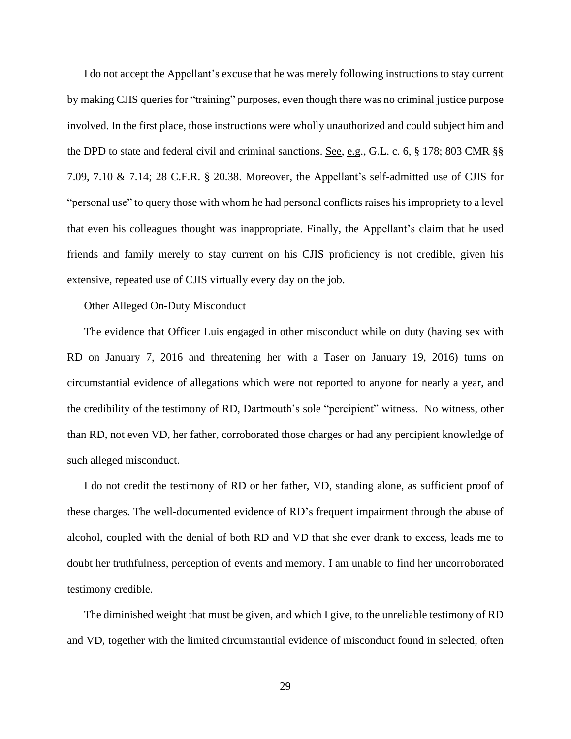I do not accept the Appellant's excuse that he was merely following instructions to stay current by making CJIS queries for "training" purposes, even though there was no criminal justice purpose involved. In the first place, those instructions were wholly unauthorized and could subject him and the DPD to state and federal civil and criminal sanctions. See, e.g., G.L. c. 6, § 178; 803 CMR §§ 7.09, 7.10 & 7.14; 28 C.F.R. § 20.38. Moreover, the Appellant's self-admitted use of CJIS for "personal use" to query those with whom he had personal conflicts raises his impropriety to a level that even his colleagues thought was inappropriate. Finally, the Appellant's claim that he used friends and family merely to stay current on his CJIS proficiency is not credible, given his extensive, repeated use of CJIS virtually every day on the job.

Other Alleged On-Duty Misconduct

The evidence that Officer Luis engaged in other misconduct while on duty (having sex with RD on January 7, 2016 and threatening her with a Taser on January 19, 2016) turns on circumstantial evidence of allegations which were not reported to anyone for nearly a year, and the credibility of the testimony of RD, Dartmouth's sole "percipient" witness. No witness, other than RD, not even VD, her father, corroborated those charges or had any percipient knowledge of such alleged misconduct.

I do not credit the testimony of RD or her father, VD, standing alone, as sufficient proof of these charges. The well-documented evidence of RD's frequent impairment through the abuse of alcohol, coupled with the denial of both RD and VD that she ever drank to excess, leads me to doubt her truthfulness, perception of events and memory. I am unable to find her uncorroborated testimony credible.

The diminished weight that must be given, and which I give, to the unreliable testimony of RD and VD, together with the limited circumstantial evidence of misconduct found in selected, often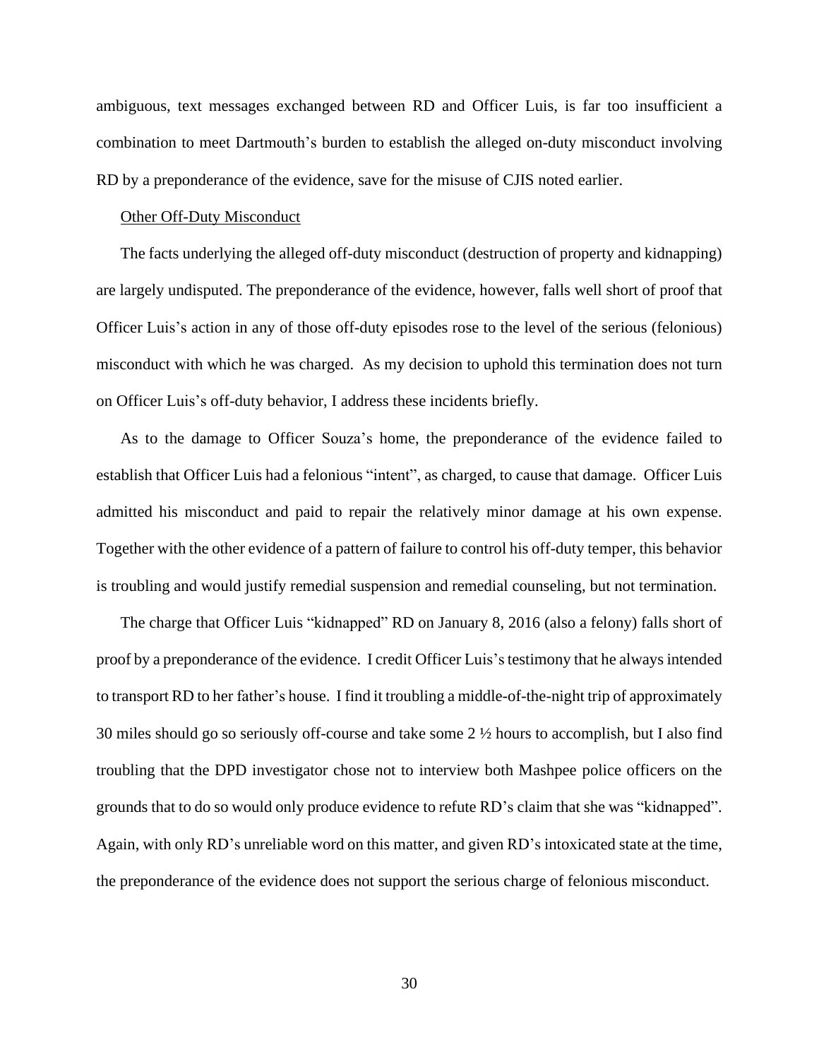ambiguous, text messages exchanged between RD and Officer Luis, is far too insufficient a combination to meet Dartmouth's burden to establish the alleged on-duty misconduct involving RD by a preponderance of the evidence, save for the misuse of CJIS noted earlier.

Other Off-Duty Misconduct

The facts underlying the alleged off-duty misconduct (destruction of property and kidnapping) are largely undisputed. The preponderance of the evidence, however, falls well short of proof that Officer Luis's action in any of those off-duty episodes rose to the level of the serious (felonious) misconduct with which he was charged. As my decision to uphold this termination does not turn on Officer Luis's off-duty behavior, I address these incidents briefly.

As to the damage to Officer Souza's home, the preponderance of the evidence failed to establish that Officer Luis had a felonious "intent", as charged, to cause that damage. Officer Luis admitted his misconduct and paid to repair the relatively minor damage at his own expense. Together with the other evidence of a pattern of failure to control his off-duty temper, this behavior is troubling and would justify remedial suspension and remedial counseling, but not termination.

The charge that Officer Luis "kidnapped" RD on January 8, 2016 (also a felony) falls short of proof by a preponderance of the evidence. I credit Officer Luis's testimony that he always intended to transport RD to her father's house. I find it troubling a middle-of-the-night trip of approximately 30 miles should go so seriously off-course and take some 2 ½ hours to accomplish, but I also find troubling that the DPD investigator chose not to interview both Mashpee police officers on the grounds that to do so would only produce evidence to refute RD's claim that she was "kidnapped". Again, with only RD's unreliable word on this matter, and given RD's intoxicated state at the time, the preponderance of the evidence does not support the serious charge of felonious misconduct.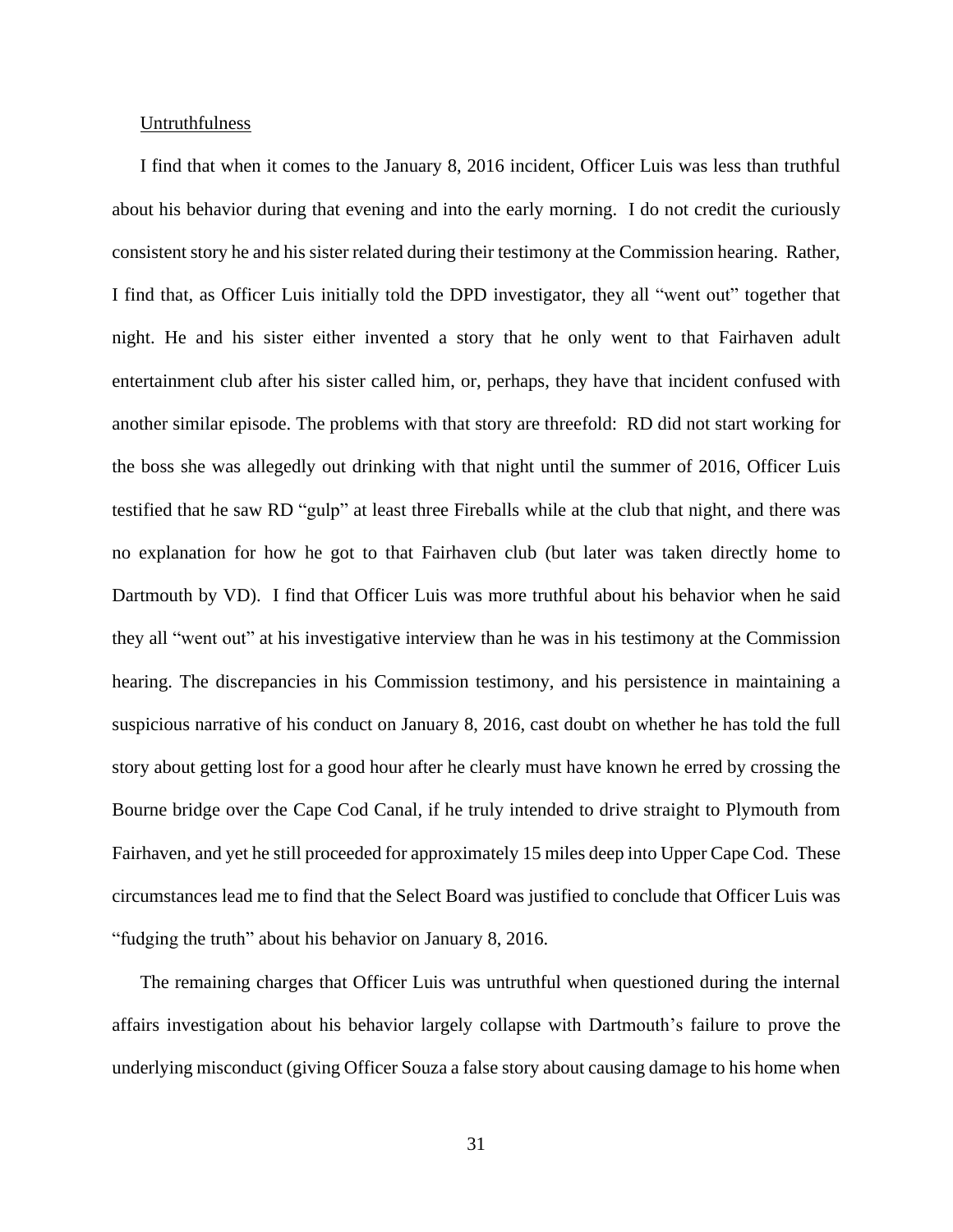<u>Untruthfulness</u>

I find that when it comes to the January 8, 2016 incident, Officer Luis was less than truthful about his behavior during that evening and into the early morning. I do not credit the curiously consistent story he and his sister related during their testimony at the Commission hearing. Rather, I find that, as Officer Luis initially told the DPD investigator, they all "went out" together that night. He and his sister either invented a story that he only went to that Fairhaven adult entertainment club after his sister called him, or, perhaps, they have that incident confused with another similar episode. The problems with that story are threefold: RD did not start working for the boss she was allegedly out drinking with that night until the summer of 2016, Officer Luis testified that he saw RD "gulp" at least three Fireballs while at the club that night, and there was no explanation for how he got to that Fairhaven club (but later was taken directly home to Dartmouth by VD). I find that Officer Luis was more truthful about his behavior when he said they all "went out" at his investigative interview than he was in his testimony at the Commission hearing. The discrepancies in his Commission testimony, and his persistence in maintaining a suspicious narrative of his conduct on January 8, 2016, cast doubt on whether he has told the full story about getting lost for a good hour after he clearly must have known he erred by crossing the Bourne bridge over the Cape Cod Canal, if he truly intended to drive straight to Plymouth from Fairhaven, and yet he still proceeded for approximately 15 miles deep into Upper Cape Cod. These circumstances lead me to find that the Select Board was justified to conclude that Officer Luis was "fudging the truth" about his behavior on January 8, 2016.

The remaining charges that Officer Luis was untruthful when questioned during the internal affairs investigation about his behavior largely collapse with Dartmouth's failure to prove the underlying misconduct (giving Officer Souza a false story about causing damage to his home when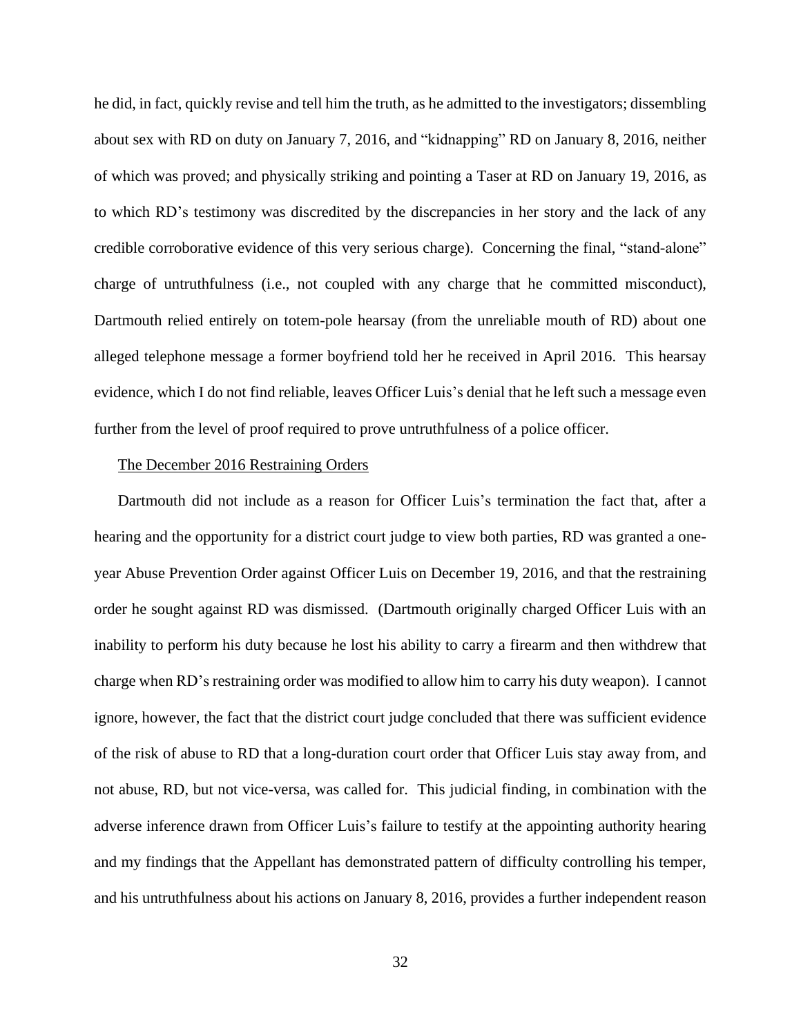he did, in fact, quickly revise and tell him the truth, as he admitted to the investigators; dissembling about sex with RD on duty on January 7, 2016, and "kidnapping" RD on January 8, 2016, neither of which was proved; and physically striking and pointing a Taser at RD on January 19, 2016, as to which RD's testimony was discredited by the discrepancies in her story and the lack of any credible corroborative evidence of this very serious charge). Concerning the final, "stand-alone" charge of untruthfulness (i.e., not coupled with any charge that he committed misconduct), Dartmouth relied entirely on totem-pole hearsay (from the unreliable mouth of RD) about one alleged telephone message a former boyfriend told her he received in April 2016. This hearsay evidence, which I do not find reliable, leaves Officer Luis's denial that he left such a message even further from the level of proof required to prove untruthfulness of a police officer.

<u>The December 2016 Restraining Orders</u>

Dartmouth did not include as a reason for Officer Luis's termination the fact that, after a hearing and the opportunity for a district court judge to view both parties, RD was granted a one-year Abuse Prevention Order against Officer Luis on December 19, 2016, and that the restraining order he sought against RD was dismissed. (Dartmouth originally charged Officer Luis with an inability to perform his duty because he lost his ability to carry a firearm and then withdrew that charge when RD's restraining order was modified to allow him to carry his duty weapon). I cannot ignore, however, the fact that the district court judge concluded that there was sufficient evidence of the risk of abuse to RD that a long-duration court order that Officer Luis stay away from, and not abuse, RD, but not vice-versa, was called for. This judicial finding, in combination with the adverse inference drawn from Officer Luis's failure to testify at the appointing authority hearing and my findings that the Appellant has demonstrated pattern of difficulty controlling his temper, and his untruthfulness about his actions on January 8, 2016, provides a further independent reason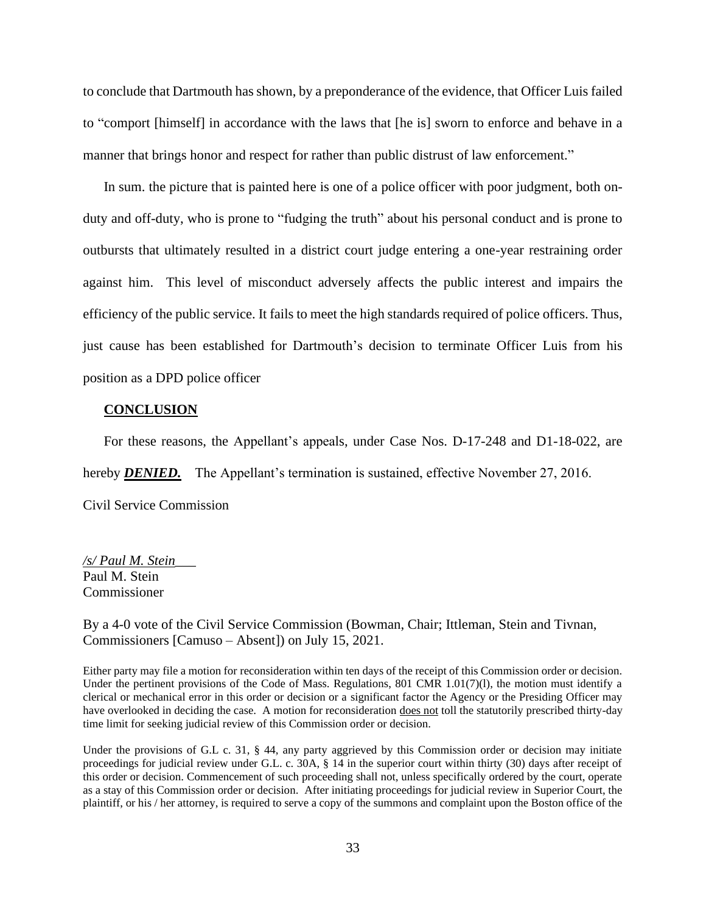to conclude that Dartmouth has shown, by a preponderance of the evidence, that Officer Luis failed to "comport [himself] in accordance with the laws that [he is] sworn to enforce and behave in a manner that brings honor and respect for rather than public distrust of law enforcement."

In sum. the picture that is painted here is one of a police officer with poor judgment, both on-duty and off-duty, who is prone to "fudging the truth" about his personal conduct and is prone to outbursts that ultimately resulted in a district court judge entering a one-year restraining order against him. This level of misconduct adversely affects the public interest and impairs the efficiency of the public service. It fails to meet the high standards required of police officers. Thus, just cause has been established for Dartmouth's decision to terminate Officer Luis from his position as a DPD police officer

**CONCLUSION**

For these reasons, the Appellant's appeals, under Case Nos. D-17-248 and D1-18-022, are hereby ***DENIED.*** The Appellant's termination is sustained, effective November 27, 2016.

Civil Service Commission

*/s/ Paul M. Stein*
Paul M. Stein
Commissioner

By a 4-0 vote of the Civil Service Commission (Bowman, Chair; Ittleman, Stein and Tivnan, Commissioners [Camuso – Absent]) on July 15, 2021.

Either party may file a motion for reconsideration within ten days of the receipt of this Commission order or decision. Under the pertinent provisions of the Code of Mass. Regulations, 801 CMR 1.01(7)(l), the motion must identify a clerical or mechanical error in this order or decision or a significant factor the Agency or the Presiding Officer may have overlooked in deciding the case. A motion for reconsideration does not toll the statutorily prescribed thirty-day time limit for seeking judicial review of this Commission order or decision.

Under the provisions of G.L c. 31, § 44, any party aggrieved by this Commission order or decision may initiate proceedings for judicial review under G.L. c. 30A, § 14 in the superior court within thirty (30) days after receipt of this order or decision. Commencement of such proceeding shall not, unless specifically ordered by the court, operate as a stay of this Commission order or decision. After initiating proceedings for judicial review in Superior Court, the plaintiff, or his / her attorney, is required to serve a copy of the summons and complaint upon the Boston office of the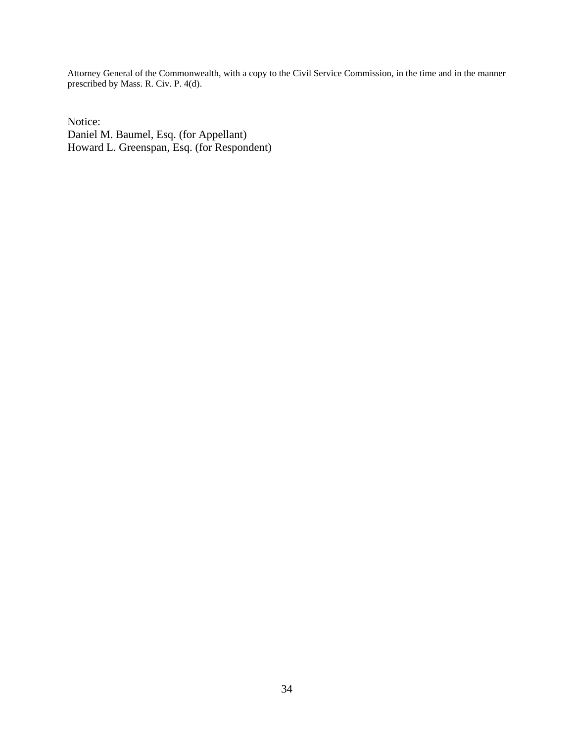Attorney General of the Commonwealth, with a copy to the Civil Service Commission, in the time and in the manner prescribed by Mass. R. Civ. P. 4(d).

Notice:
Daniel M. Baumel, Esq. (for Appellant)
Howard L. Greenspan, Esq. (for Respondent)